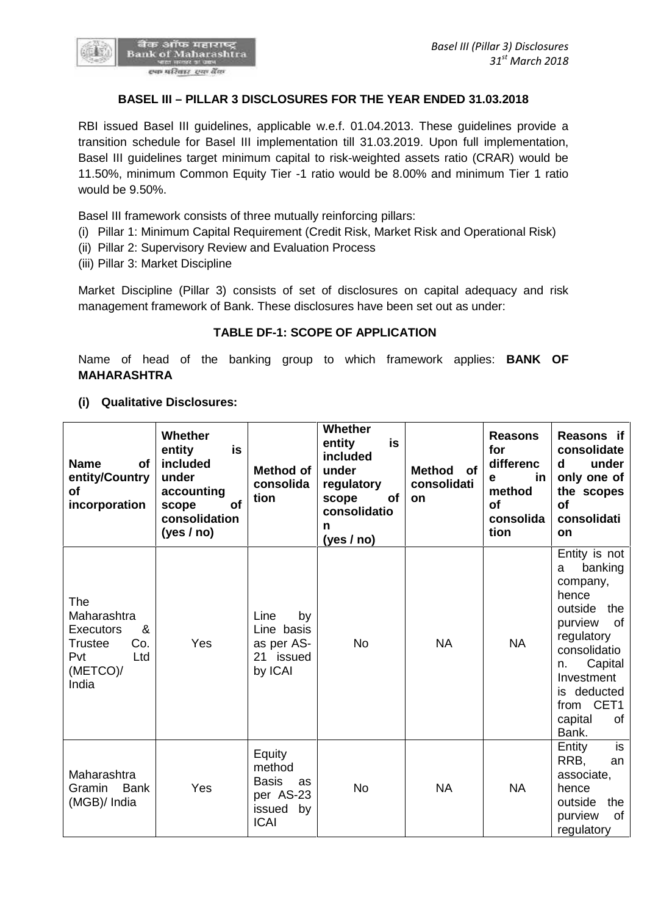## BASEL III – PILLAR 3 DISCLOSURES FOR THE YEAR ENDED 31.03.2018

RBI issued Basel III guidelines, applicable w.e.f. 01.04.2013. These guidelines provide a transition schedule for Basel III implementation till 31.03.2019. Upon full implementation, Basel III guidelines target minimum capital to risk-weighted assets ratio (CRAR) would be 11.50%, minimum Common Equity Tier -1 ratio would be 8.00% and minimum Tier 1 ratio would be 9.50%.

Basel III framework consists of three mutually reinforcing pillars:

(i) Pillar 1: Minimum Capital Requirement (Credit Risk, Market Risk and Operational Risk)
(ii) Pillar 2: Supervisory Review and Evaluation Process
(iii) Pillar 3: Market Discipline

Market Discipline (Pillar 3) consists of set of disclosures on capital adequacy and risk management framework of Bank. These disclosures have been set out as under:

### TABLE DF-1: SCOPE OF APPLICATION

Name of head of the banking group to which framework applies: **BANK OF MAHARASHTRA**

**(i) Qualitative Disclosures:**

| Name of entity/Country of incorporation | Whether entity is included under accounting scope of consolidation (yes / no) | Method of consolidation | Whether entity is included under regulatory scope of consolidation (yes / no) | Method of consolidation | Reasons for difference in method of consolidation | Reasons if consolidated under only one of the scopes of consolidation |
|---|---|---|---|---|---|---|
| The Maharashtra Executors & Trustee Co. Pvt Ltd (METCO)/ India | Yes | Line by Line basis as per AS-21 issued by ICAI | No | NA | NA | Entity is not a banking company, hence outside the purview of regulatory consolidation. Capital Investment is deducted from CET1 capital of Bank. |
| Maharashtra Gramin Bank (MGB)/ India | Yes | Equity method Basis as per AS-23 issued by ICAI | No | NA | NA | Entity is RRB, an associate, hence outside the purview of regulatory |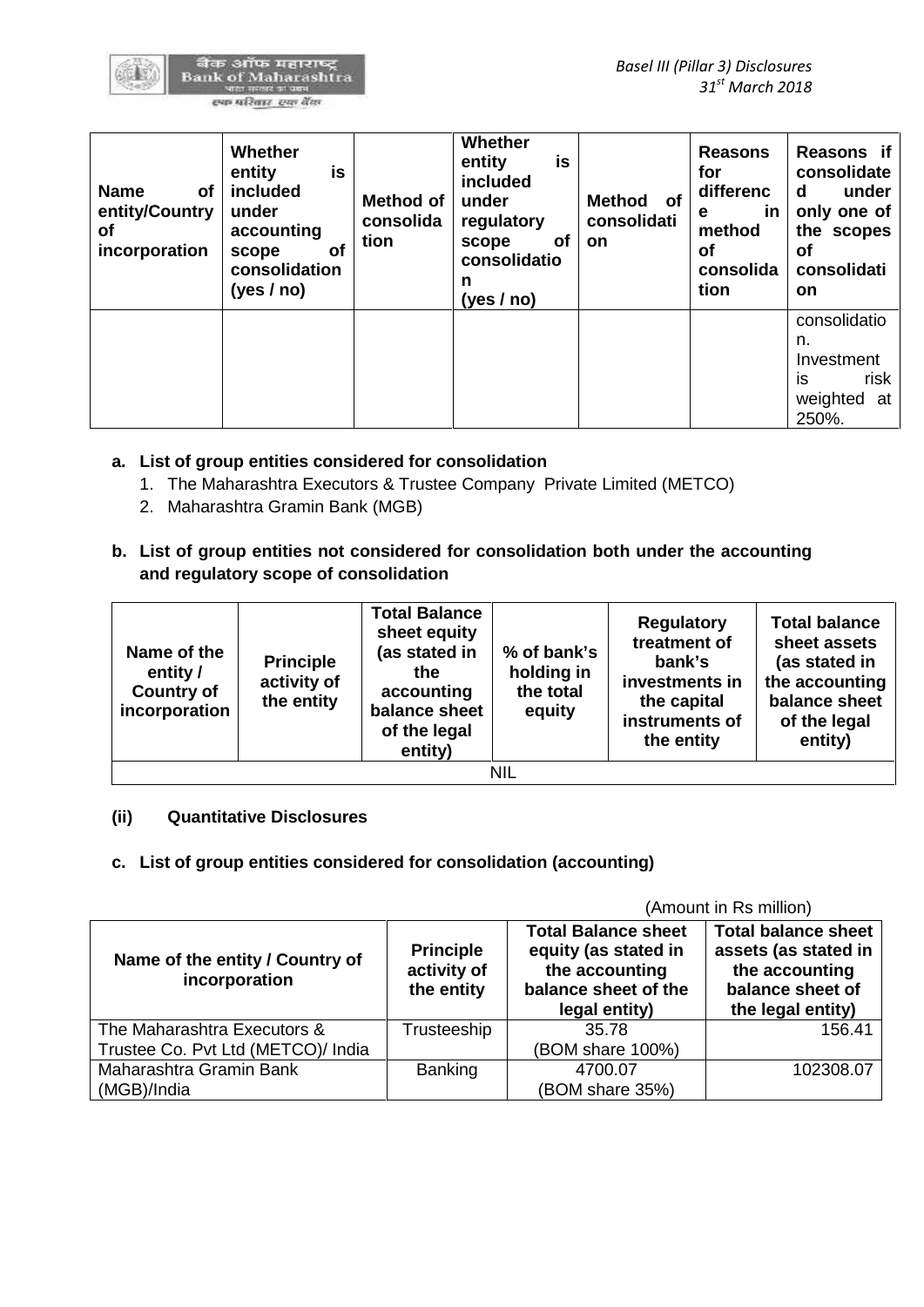| Name of entity/Country of incorporation | Whether entity is included under accounting scope of consolidation (yes / no) | Method of consolidation | Whether entity is included under regulatory scope of consolidation (yes / no) | Method of consolidation | Reasons for difference in method of consolidation | Reasons if consolidated under only one of the scopes of consolidation |
|---|---|---|---|---|---|---|
| | | | | | | consolidation. Investment is risk weighted at 250%. |

**a. List of group entities considered for consolidation**

1. The Maharashtra Executors & Trustee Company Private Limited (METCO)
2. Maharashtra Gramin Bank (MGB)

**b. List of group entities not considered for consolidation both under the accounting and regulatory scope of consolidation**

| Name of the entity / Country of incorporation | Principle activity of the entity | Total Balance sheet equity (as stated in the accounting balance sheet of the legal entity) | % of bank's holding in the total equity | Regulatory treatment of bank's investments in the capital instruments of the entity | Total balance sheet assets (as stated in the accounting balance sheet of the legal entity) |
|---|---|---|---|---|---|
| NIL | | | | | |

**(ii) Quantitative Disclosures**

**c. List of group entities considered for consolidation (accounting)**

(Amount in Rs million)

| Name of the entity / Country of incorporation | Principle activity of the entity | Total Balance sheet equity (as stated in the accounting balance sheet of the legal entity) | Total balance sheet assets (as stated in the accounting balance sheet of the legal entity) |
|---|---|---|---|
| The Maharashtra Executors & Trustee Co. Pvt Ltd (METCO)/ India | Trusteeship | 35.78 (BOM share 100%) | 156.41 |
| Maharashtra Gramin Bank (MGB)/India | Banking | 4700.07 (BOM share 35%) | 102308.07 |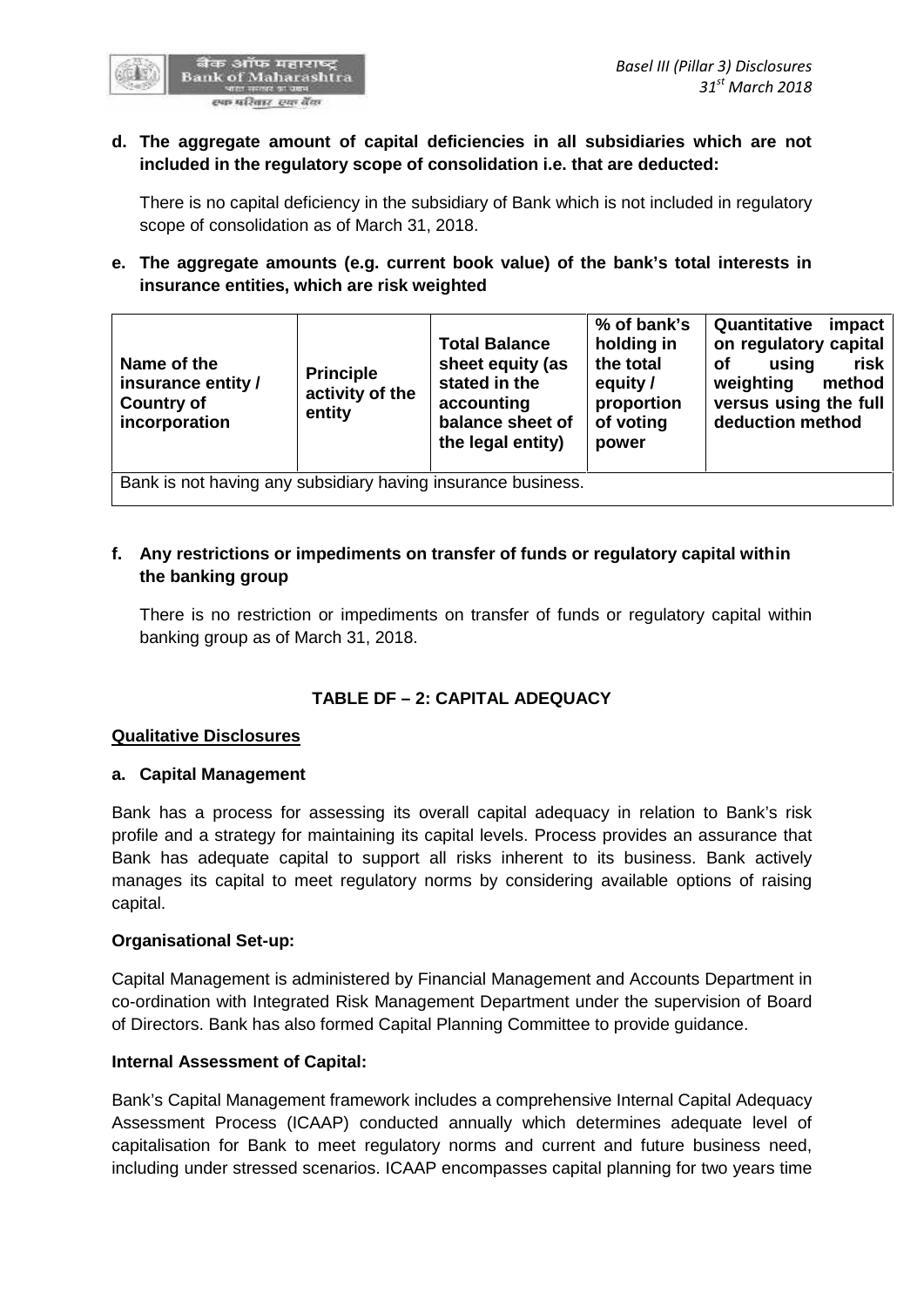**d. The aggregate amount of capital deficiencies in all subsidiaries which are not included in the regulatory scope of consolidation i.e. that are deducted:**

There is no capital deficiency in the subsidiary of Bank which is not included in regulatory scope of consolidation as of March 31, 2018.

**e. The aggregate amounts (e.g. current book value) of the bank's total interests in insurance entities, which are risk weighted**

| Name of the insurance entity / Country of incorporation | Principle activity of the entity | Total Balance sheet equity (as stated in the accounting balance sheet of the legal entity) | % of bank's holding in the total equity / proportion of voting power | Quantitative impact on regulatory capital of using risk weighting method versus using the full deduction method |
|---|---|---|---|---|
| Bank is not having any subsidiary having insurance business. | | | | |

**f. Any restrictions or impediments on transfer of funds or regulatory capital within the banking group**

There is no restriction or impediments on transfer of funds or regulatory capital within banking group as of March 31, 2018.

## TABLE DF – 2: CAPITAL ADEQUACY

**Qualitative Disclosures**

**a. Capital Management**

Bank has a process for assessing its overall capital adequacy in relation to Bank's risk profile and a strategy for maintaining its capital levels. Process provides an assurance that Bank has adequate capital to support all risks inherent to its business. Bank actively manages its capital to meet regulatory norms by considering available options of raising capital.

**Organisational Set-up:**

Capital Management is administered by Financial Management and Accounts Department in co-ordination with Integrated Risk Management Department under the supervision of Board of Directors. Bank has also formed Capital Planning Committee to provide guidance.

**Internal Assessment of Capital:**

Bank's Capital Management framework includes a comprehensive Internal Capital Adequacy Assessment Process (ICAAP) conducted annually which determines adequate level of capitalisation for Bank to meet regulatory norms and current and future business need, including under stressed scenarios. ICAAP encompasses capital planning for two years time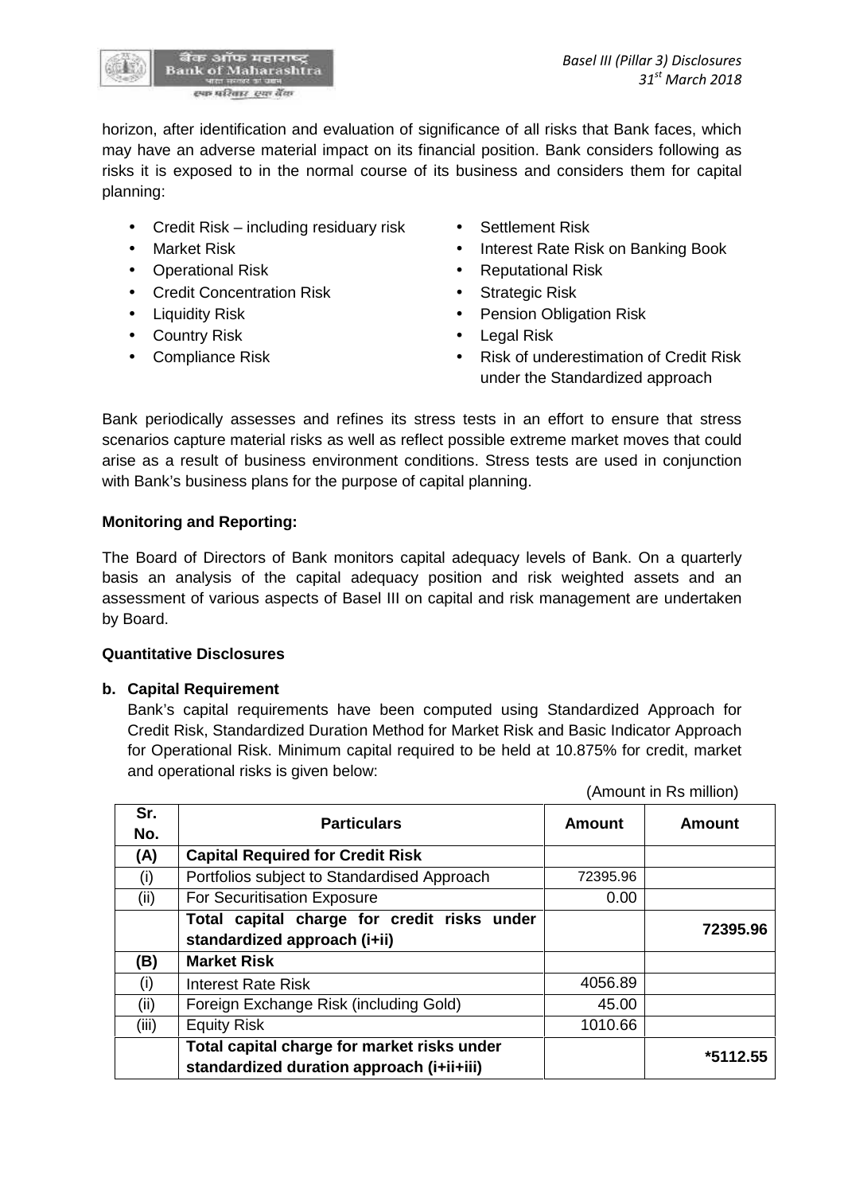horizon, after identification and evaluation of significance of all risks that Bank faces, which may have an adverse material impact on its financial position. Bank considers following as risks it is exposed to in the normal course of its business and considers them for capital planning:

- Credit Risk – including residuary risk
- Market Risk
- Operational Risk
- Credit Concentration Risk
- Liquidity Risk
- Country Risk
- Compliance Risk
- Settlement Risk
- Interest Rate Risk on Banking Book
- Reputational Risk
- Strategic Risk
- Pension Obligation Risk
- Legal Risk
- Risk of underestimation of Credit Risk under the Standardized approach

Bank periodically assesses and refines its stress tests in an effort to ensure that stress scenarios capture material risks as well as reflect possible extreme market moves that could arise as a result of business environment conditions. Stress tests are used in conjunction with Bank's business plans for the purpose of capital planning.

**Monitoring and Reporting:**

The Board of Directors of Bank monitors capital adequacy levels of Bank. On a quarterly basis an analysis of the capital adequacy position and risk weighted assets and an assessment of various aspects of Basel III on capital and risk management are undertaken by Board.

**Quantitative Disclosures**

**b. Capital Requirement**

Bank's capital requirements have been computed using Standardized Approach for Credit Risk, Standardized Duration Method for Market Risk and Basic Indicator Approach for Operational Risk. Minimum capital required to be held at 10.875% for credit, market and operational risks is given below:

(Amount in Rs million)

| Sr. No. | Particulars | Amount | Amount |
|---|---|---|---|
| **(A)** | **Capital Required for Credit Risk** | | |
| (i) | Portfolios subject to Standardised Approach | 72395.96 | |
| (ii) | For Securitisation Exposure | 0.00 | |
| | **Total capital charge for credit risks under standardized approach (i+ii)** | | **72395.96** |
| **(B)** | **Market Risk** | | |
| (i) | Interest Rate Risk | 4056.89 | |
| (ii) | Foreign Exchange Risk (including Gold) | 45.00 | |
| (iii) | Equity Risk | 1010.66 | |
| | **Total capital charge for market risks under standardized duration approach (i+ii+iii)** | | **\*5112.55** |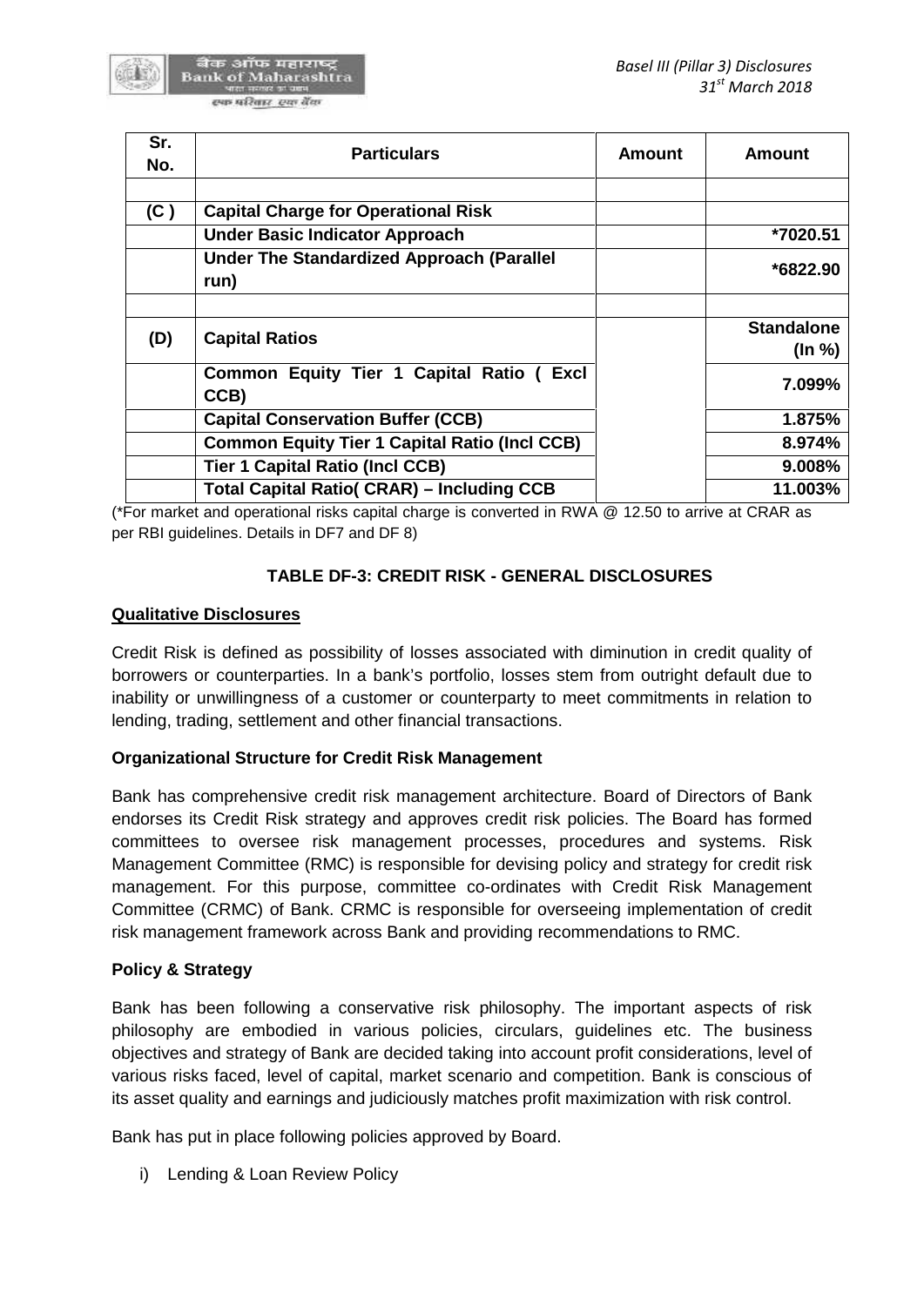| Sr. No. | Particulars | Amount | Amount |
|---|---|---|---|
| | | | |
| **(C )** | **Capital Charge for Operational Risk** | | |
| | **Under Basic Indicator Approach** | | **\*7020.51** |
| | **Under The Standardized Approach (Parallel run)** | | **\*6822.90** |
| | | | |
| **(D)** | **Capital Ratios** | | **Standalone (In %)** |
| | **Common Equity Tier 1 Capital Ratio ( Excl CCB)** | | **7.099%** |
| | **Capital Conservation Buffer (CCB)** | | **1.875%** |
| | **Common Equity Tier 1 Capital Ratio (Incl CCB)** | | **8.974%** |
| | **Tier 1 Capital Ratio (Incl CCB)** | | **9.008%** |
| | **Total Capital Ratio( CRAR) – Including CCB** | | **11.003%** |

(*For market and operational risks capital charge is converted in RWA @ 12.50 to arrive at CRAR as per RBI guidelines. Details in DF7 and DF 8)

## TABLE DF-3: CREDIT RISK - GENERAL DISCLOSURES

**Qualitative Disclosures**

Credit Risk is defined as possibility of losses associated with diminution in credit quality of borrowers or counterparties. In a bank's portfolio, losses stem from outright default due to inability or unwillingness of a customer or counterparty to meet commitments in relation to lending, trading, settlement and other financial transactions.

**Organizational Structure for Credit Risk Management**

Bank has comprehensive credit risk management architecture. Board of Directors of Bank endorses its Credit Risk strategy and approves credit risk policies. The Board has formed committees to oversee risk management processes, procedures and systems. Risk Management Committee (RMC) is responsible for devising policy and strategy for credit risk management. For this purpose, committee co-ordinates with Credit Risk Management Committee (CRMC) of Bank. CRMC is responsible for overseeing implementation of credit risk management framework across Bank and providing recommendations to RMC.

**Policy & Strategy**

Bank has been following a conservative risk philosophy. The important aspects of risk philosophy are embodied in various policies, circulars, guidelines etc. The business objectives and strategy of Bank are decided taking into account profit considerations, level of various risks faced, level of capital, market scenario and competition. Bank is conscious of its asset quality and earnings and judiciously matches profit maximization with risk control.

Bank has put in place following policies approved by Board.

i) Lending & Loan Review Policy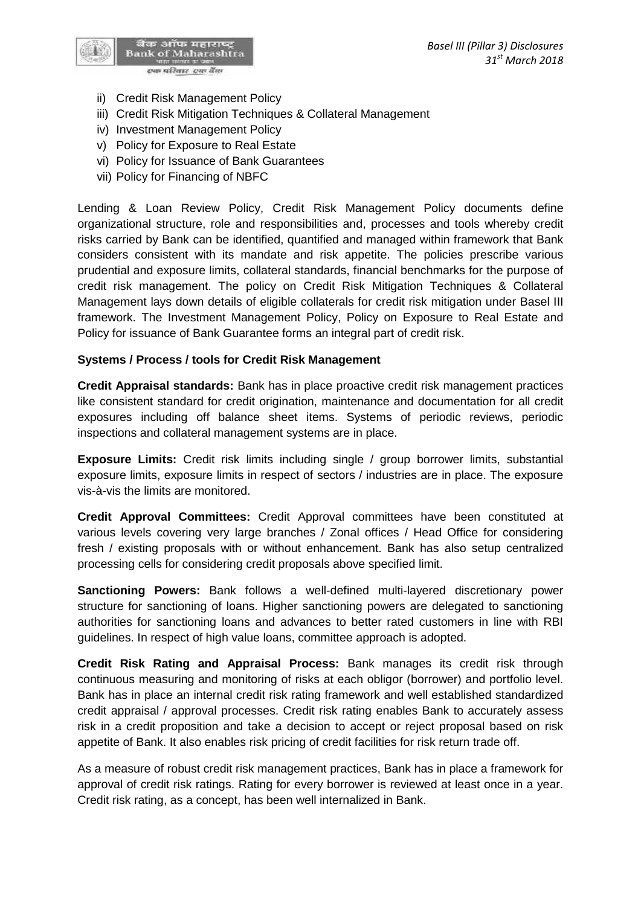ii) Credit Risk Management Policy
iii) Credit Risk Mitigation Techniques & Collateral Management
iv) Investment Management Policy
v) Policy for Exposure to Real Estate
vi) Policy for Issuance of Bank Guarantees
vii) Policy for Financing of NBFC

Lending & Loan Review Policy, Credit Risk Management Policy documents define organizational structure, role and responsibilities and, processes and tools whereby credit risks carried by Bank can be identified, quantified and managed within framework that Bank considers consistent with its mandate and risk appetite. The policies prescribe various prudential and exposure limits, collateral standards, financial benchmarks for the purpose of credit risk management. The policy on Credit Risk Mitigation Techniques & Collateral Management lays down details of eligible collaterals for credit risk mitigation under Basel III framework. The Investment Management Policy, Policy on Exposure to Real Estate and Policy for issuance of Bank Guarantee forms an integral part of credit risk.

**Systems / Process / tools for Credit Risk Management**

**Credit Appraisal standards:** Bank has in place proactive credit risk management practices like consistent standard for credit origination, maintenance and documentation for all credit exposures including off balance sheet items. Systems of periodic reviews, periodic inspections and collateral management systems are in place.

**Exposure Limits:** Credit risk limits including single / group borrower limits, substantial exposure limits, exposure limits in respect of sectors / industries are in place. The exposure vis-à-vis the limits are monitored.

**Credit Approval Committees:** Credit Approval committees have been constituted at various levels covering very large branches / Zonal offices / Head Office for considering fresh / existing proposals with or without enhancement. Bank has also setup centralized processing cells for considering credit proposals above specified limit.

**Sanctioning Powers:** Bank follows a well-defined multi-layered discretionary power structure for sanctioning of loans. Higher sanctioning powers are delegated to sanctioning authorities for sanctioning loans and advances to better rated customers in line with RBI guidelines. In respect of high value loans, committee approach is adopted.

**Credit Risk Rating and Appraisal Process:** Bank manages its credit risk through continuous measuring and monitoring of risks at each obligor (borrower) and portfolio level. Bank has in place an internal credit risk rating framework and well established standardized credit appraisal / approval processes. Credit risk rating enables Bank to accurately assess risk in a credit proposition and take a decision to accept or reject proposal based on risk appetite of Bank. It also enables risk pricing of credit facilities for risk return trade off.

As a measure of robust credit risk management practices, Bank has in place a framework for approval of credit risk ratings. Rating for every borrower is reviewed at least once in a year. Credit risk rating, as a concept, has been well internalized in Bank.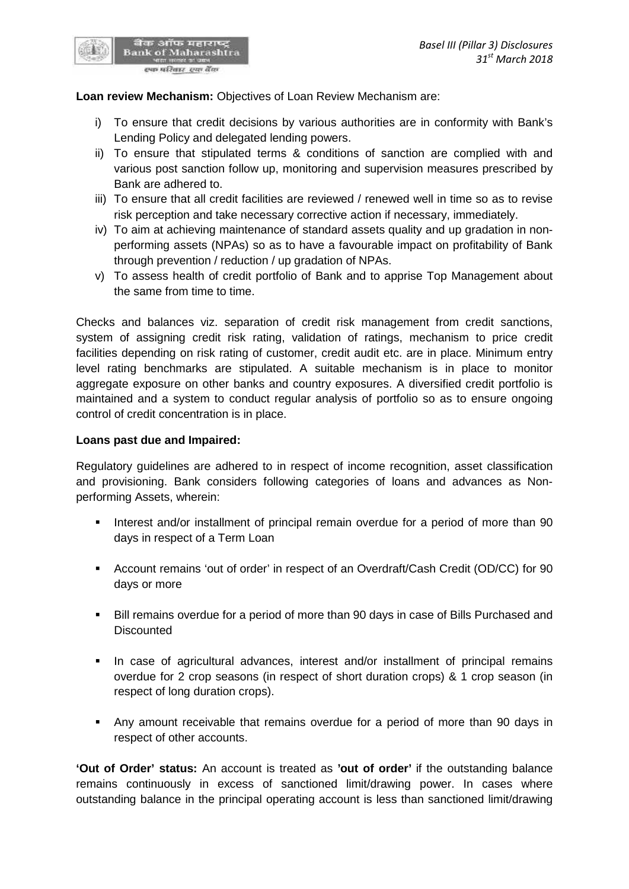**Loan review Mechanism:** Objectives of Loan Review Mechanism are:

i) To ensure that credit decisions by various authorities are in conformity with Bank's Lending Policy and delegated lending powers.
ii) To ensure that stipulated terms & conditions of sanction are complied with and various post sanction follow up, monitoring and supervision measures prescribed by Bank are adhered to.
iii) To ensure that all credit facilities are reviewed / renewed well in time so as to revise risk perception and take necessary corrective action if necessary, immediately.
iv) To aim at achieving maintenance of standard assets quality and up gradation in non-performing assets (NPAs) so as to have a favourable impact on profitability of Bank through prevention / reduction / up gradation of NPAs.
v) To assess health of credit portfolio of Bank and to apprise Top Management about the same from time to time.

Checks and balances viz. separation of credit risk management from credit sanctions, system of assigning credit risk rating, validation of ratings, mechanism to price credit facilities depending on risk rating of customer, credit audit etc. are in place. Minimum entry level rating benchmarks are stipulated. A suitable mechanism is in place to monitor aggregate exposure on other banks and country exposures. A diversified credit portfolio is maintained and a system to conduct regular analysis of portfolio so as to ensure ongoing control of credit concentration is in place.

**Loans past due and Impaired:**

Regulatory guidelines are adhered to in respect of income recognition, asset classification and provisioning. Bank considers following categories of loans and advances as Non-performing Assets, wherein:

- Interest and/or installment of principal remain overdue for a period of more than 90 days in respect of a Term Loan
- Account remains 'out of order' in respect of an Overdraft/Cash Credit (OD/CC) for 90 days or more
- Bill remains overdue for a period of more than 90 days in case of Bills Purchased and Discounted
- In case of agricultural advances, interest and/or installment of principal remains overdue for 2 crop seasons (in respect of short duration crops) & 1 crop season (in respect of long duration crops).
- Any amount receivable that remains overdue for a period of more than 90 days in respect of other accounts.

**'Out of Order' status:** An account is treated as **'out of order'** if the outstanding balance remains continuously in excess of sanctioned limit/drawing power. In cases where outstanding balance in the principal operating account is less than sanctioned limit/drawing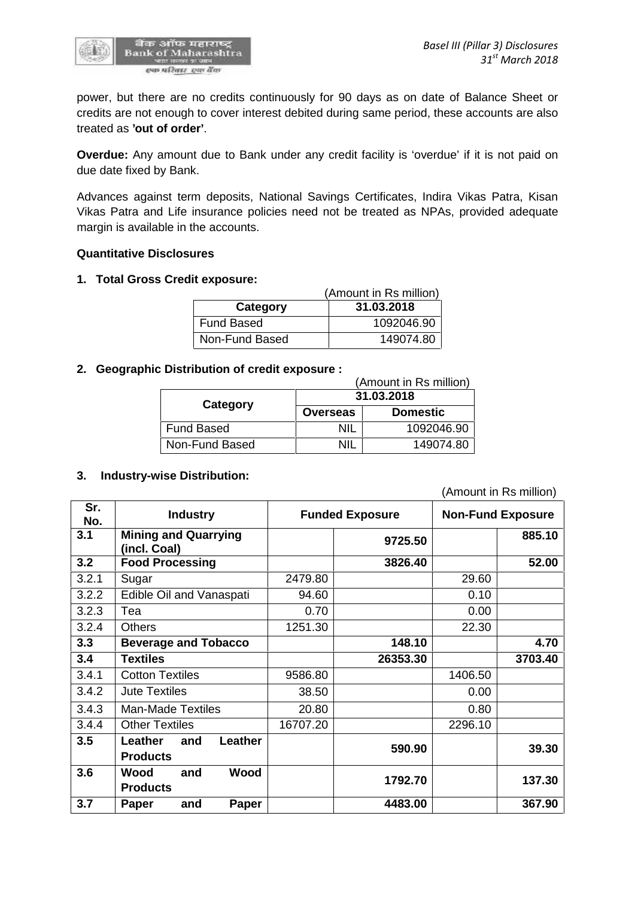power, but there are no credits continuously for 90 days as on date of Balance Sheet or credits are not enough to cover interest debited during same period, these accounts are also treated as **'out of order'**.

**Overdue:** Any amount due to Bank under any credit facility is 'overdue' if it is not paid on due date fixed by Bank.

Advances against term deposits, National Savings Certificates, Indira Vikas Patra, Kisan Vikas Patra and Life insurance policies need not be treated as NPAs, provided adequate margin is available in the accounts.

**Quantitative Disclosures**

**1. Total Gross Credit exposure:**

(Amount in Rs million)

| Category | 31.03.2018 |
|---|---|
| Fund Based | 1092046.90 |
| Non-Fund Based | 149074.80 |

**2. Geographic Distribution of credit exposure :**

(Amount in Rs million)

| Category | 31.03.2018 | |
|---|---|---|
| | Overseas | Domestic |
| Fund Based | NIL | 1092046.90 |
| Non-Fund Based | NIL | 149074.80 |

**3. Industry-wise Distribution:**

(Amount in Rs million)

| Sr. No. | Industry | Funded Exposure | | Non-Fund Exposure | |
|---|---|---|---|---|---|
| **3.1** | **Mining and Quarrying (incl. Coal)** | | **9725.50** | | **885.10** |
| **3.2** | **Food Processing** | | **3826.40** | | **52.00** |
| 3.2.1 | Sugar | 2479.80 | | 29.60 | |
| 3.2.2 | Edible Oil and Vanaspati | 94.60 | | 0.10 | |
| 3.2.3 | Tea | 0.70 | | 0.00 | |
| 3.2.4 | Others | 1251.30 | | 22.30 | |
| **3.3** | **Beverage and Tobacco** | | **148.10** | | **4.70** |
| **3.4** | **Textiles** | | **26353.30** | | **3703.40** |
| 3.4.1 | Cotton Textiles | 9586.80 | | 1406.50 | |
| 3.4.2 | Jute Textiles | 38.50 | | 0.00 | |
| 3.4.3 | Man-Made Textiles | 20.80 | | 0.80 | |
| 3.4.4 | Other Textiles | 16707.20 | | 2296.10 | |
| **3.5** | **Leather and Leather Products** | | **590.90** | | **39.30** |
| **3.6** | **Wood and Wood Products** | | **1792.70** | | **137.30** |
| **3.7** | **Paper and Paper** | | **4483.00** | | **367.90** |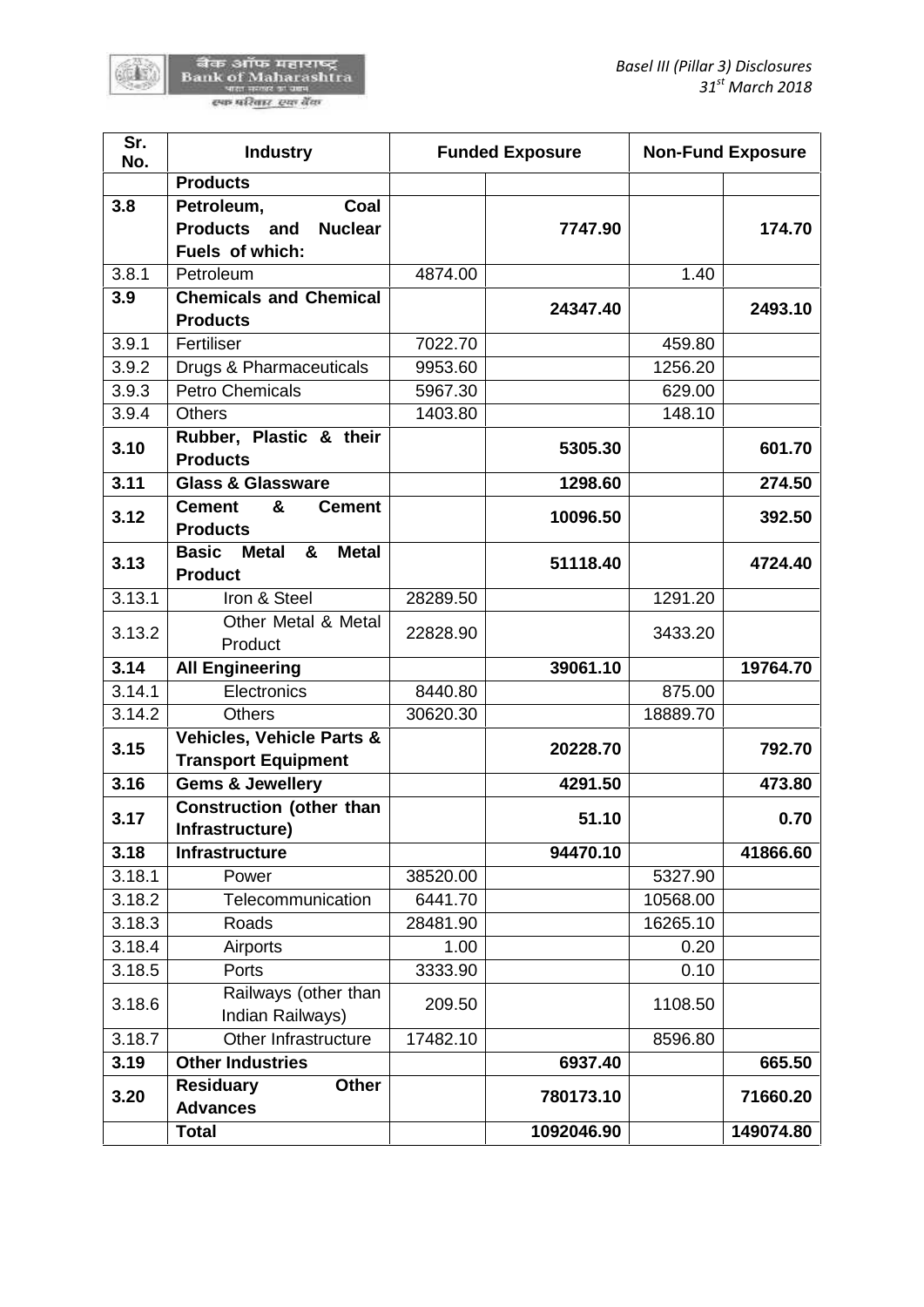| Sr. No. | Industry | Funded Exposure | | Non-Fund Exposure | |
|---|---|---|---|---|---|
| | **Products** | | | | |
| **3.8** | **Petroleum, Coal Products and Nuclear Fuels of which:** | | **7747.90** | | **174.70** |
| 3.8.1 | Petroleum | 4874.00 | | 1.40 | |
| **3.9** | **Chemicals and Chemical Products** | | **24347.40** | | **2493.10** |
| 3.9.1 | Fertiliser | 7022.70 | | 459.80 | |
| 3.9.2 | Drugs & Pharmaceuticals | 9953.60 | | 1256.20 | |
| 3.9.3 | Petro Chemicals | 5967.30 | | 629.00 | |
| 3.9.4 | Others | 1403.80 | | 148.10 | |
| **3.10** | **Rubber, Plastic & their Products** | | **5305.30** | | **601.70** |
| **3.11** | **Glass & Glassware** | | **1298.60** | | **274.50** |
| **3.12** | **Cement & Cement Products** | | **10096.50** | | **392.50** |
| **3.13** | **Basic Metal & Metal Product** | | **51118.40** | | **4724.40** |
| 3.13.1 | Iron & Steel | 28289.50 | | 1291.20 | |
| 3.13.2 | Other Metal & Metal Product | 22828.90 | | 3433.20 | |
| **3.14** | **All Engineering** | | **39061.10** | | **19764.70** |
| 3.14.1 | Electronics | 8440.80 | | 875.00 | |
| 3.14.2 | Others | 30620.30 | | 18889.70 | |
| **3.15** | **Vehicles, Vehicle Parts & Transport Equipment** | | **20228.70** | | **792.70** |
| **3.16** | **Gems & Jewellery** | | **4291.50** | | **473.80** |
| **3.17** | **Construction (other than Infrastructure)** | | **51.10** | | **0.70** |
| **3.18** | **Infrastructure** | | **94470.10** | | **41866.60** |
| 3.18.1 | Power | 38520.00 | | 5327.90 | |
| 3.18.2 | Telecommunication | 6441.70 | | 10568.00 | |
| 3.18.3 | Roads | 28481.90 | | 16265.10 | |
| 3.18.4 | Airports | 1.00 | | 0.20 | |
| 3.18.5 | Ports | 3333.90 | | 0.10 | |
| 3.18.6 | Railways (other than Indian Railways) | 209.50 | | 1108.50 | |
| 3.18.7 | Other Infrastructure | 17482.10 | | 8596.80 | |
| **3.19** | **Other Industries** | | **6937.40** | | **665.50** |
| **3.20** | **Residuary Other Advances** | | **780173.10** | | **71660.20** |
| | **Total** | | **1092046.90** | | **149074.80** |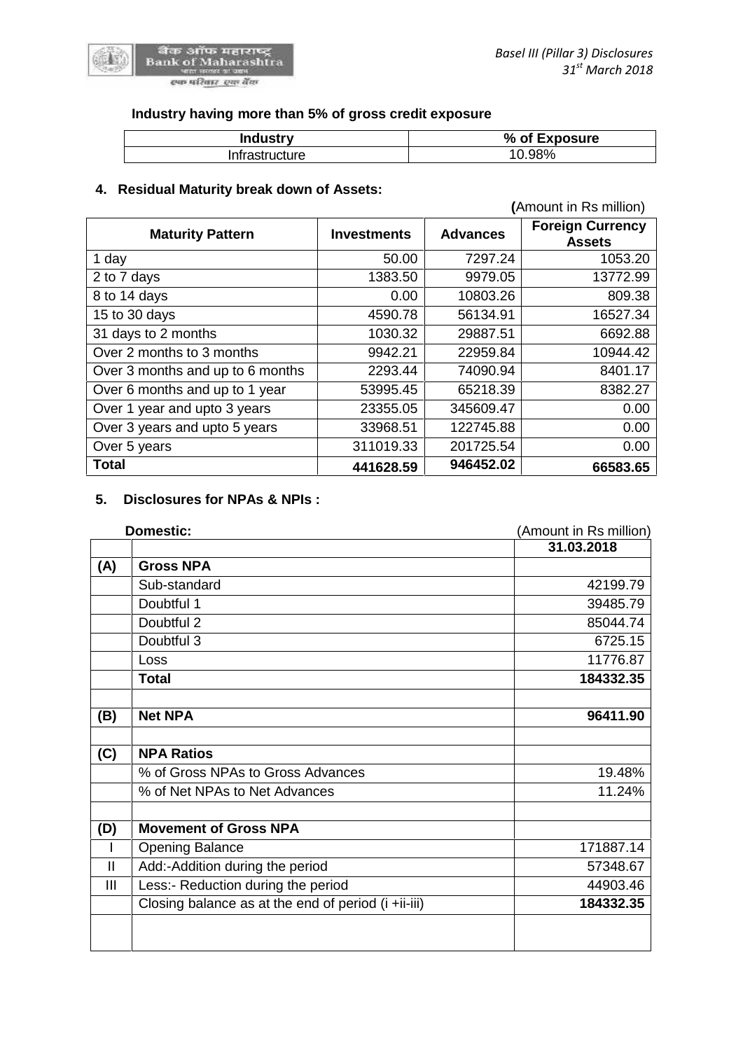**Industry having more than 5% of gross credit exposure**

| Industry | % of Exposure |
|---|---|
| Infrastructure | 10.98% |

**4. Residual Maturity break down of Assets:**

(Amount in Rs million)

| Maturity Pattern | Investments | Advances | Foreign Currency Assets |
|---|---|---|---|
| 1 day | 50.00 | 7297.24 | 1053.20 |
| 2 to 7 days | 1383.50 | 9979.05 | 13772.99 |
| 8 to 14 days | 0.00 | 10803.26 | 809.38 |
| 15 to 30 days | 4590.78 | 56134.91 | 16527.34 |
| 31 days to 2 months | 1030.32 | 29887.51 | 6692.88 |
| Over 2 months to 3 months | 9942.21 | 22959.84 | 10944.42 |
| Over 3 months and up to 6 months | 2293.44 | 74090.94 | 8401.17 |
| Over 6 months and up to 1 year | 53995.45 | 65218.39 | 8382.27 |
| Over 1 year and upto 3 years | 23355.05 | 345609.47 | 0.00 |
| Over 3 years and upto 5 years | 33968.51 | 122745.88 | 0.00 |
| Over 5 years | 311019.33 | 201725.54 | 0.00 |
| **Total** | **441628.59** | **946452.02** | **66583.65** |

**5. Disclosures for NPAs & NPIs :**

**Domestic:** (Amount in Rs million)

| | | 31.03.2018 |
|---|---|---|
| **(A)** | **Gross NPA** | |
| | Sub-standard | 42199.79 |
| | Doubtful 1 | 39485.79 |
| | Doubtful 2 | 85044.74 |
| | Doubtful 3 | 6725.15 |
| | Loss | 11776.87 |
| | **Total** | **184332.35** |
| | | |
| **(B)** | **Net NPA** | **96411.90** |
| | | |
| **(C)** | **NPA Ratios** | |
| | % of Gross NPAs to Gross Advances | 19.48% |
| | % of Net NPAs to Net Advances | 11.24% |
| | | |
| **(D)** | **Movement of Gross NPA** | |
| I | Opening Balance | 171887.14 |
| II | Add:-Addition during the period | 57348.67 |
| III | Less:- Reduction during the period | 44903.46 |
| | Closing balance as at the end of period (i +ii-iii) | **184332.35** |
| | | |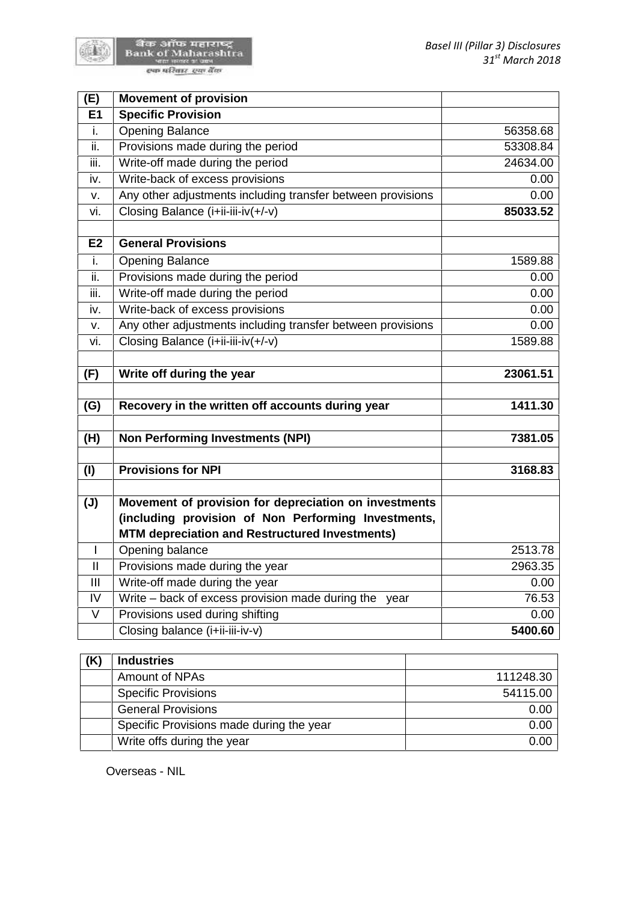| (E) | Movement of provision | |
|---|---|---|
| **E1** | **Specific Provision** | |
| i. | Opening Balance | 56358.68 |
| ii. | Provisions made during the period | 53308.84 |
| iii. | Write-off made during the period | 24634.00 |
| iv. | Write-back of excess provisions | 0.00 |
| v. | Any other adjustments including transfer between provisions | 0.00 |
| vi. | Closing Balance (i+ii-iii-iv(+/-v) | **85033.52** |
| | | |
| **E2** | **General Provisions** | |
| i. | Opening Balance | 1589.88 |
| ii. | Provisions made during the period | 0.00 |
| iii. | Write-off made during the period | 0.00 |
| iv. | Write-back of excess provisions | 0.00 |
| v. | Any other adjustments including transfer between provisions | 0.00 |
| vi. | Closing Balance (i+ii-iii-iv(+/-v) | 1589.88 |
| | | |
| **(F)** | **Write off during the year** | **23061.51** |
| | | |
| **(G)** | **Recovery in the written off accounts during year** | **1411.30** |
| | | |
| **(H)** | **Non Performing Investments (NPI)** | **7381.05** |
| | | |
| **(I)** | **Provisions for NPI** | **3168.83** |
| | | |
| **(J)** | **Movement of provision for depreciation on investments (including provision of Non Performing Investments, MTM depreciation and Restructured Investments)** | |
| I | Opening balance | 2513.78 |
| II | Provisions made during the year | 2963.35 |
| III | Write-off made during the year | 0.00 |
| IV | Write – back of excess provision made during the year | 76.53 |
| V | Provisions used during shifting | 0.00 |
| | Closing balance (i+ii-iii-iv-v) | **5400.60** |

| (K) | Industries | |
|---|---|---|
| | Amount of NPAs | 111248.30 |
| | Specific Provisions | 54115.00 |
| | General Provisions | 0.00 |
| | Specific Provisions made during the year | 0.00 |
| | Write offs during the year | 0.00 |

Overseas - NIL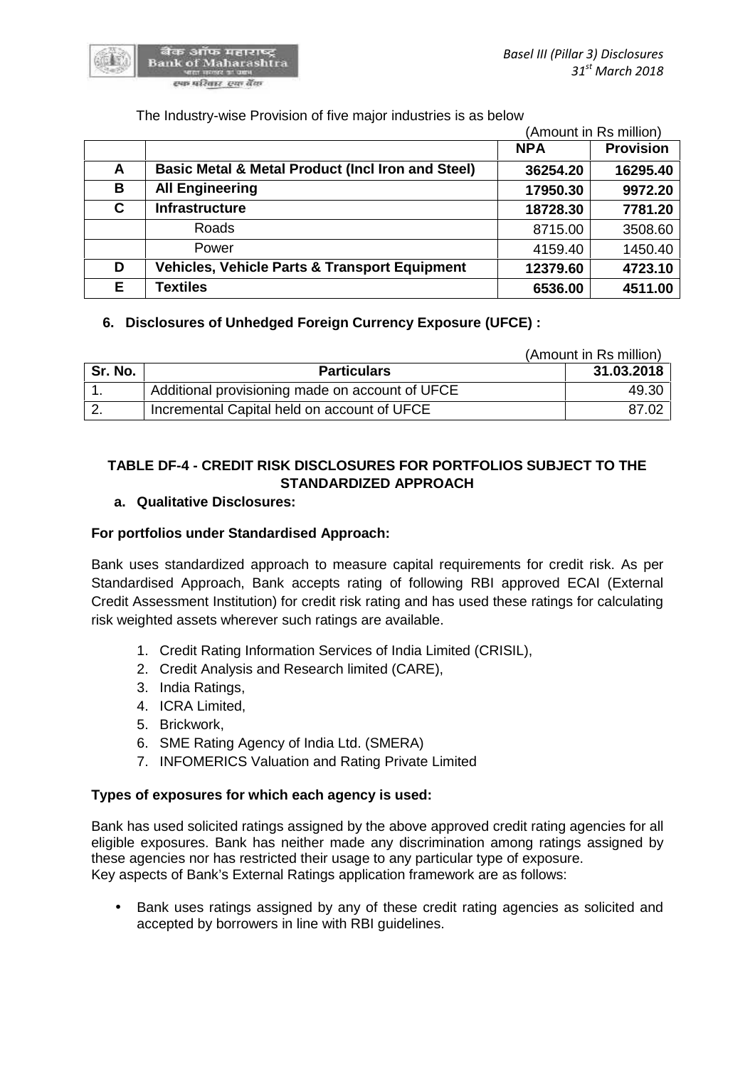The Industry-wise Provision of five major industries is as below

(Amount in Rs million)

| | | NPA | Provision |
|---|---|---|---|
| **A** | **Basic Metal & Metal Product (Incl Iron and Steel)** | **36254.20** | **16295.40** |
| **B** | **All Engineering** | **17950.30** | **9972.20** |
| **C** | **Infrastructure** | **18728.30** | **7781.20** |
| | Roads | 8715.00 | 3508.60 |
| | Power | 4159.40 | 1450.40 |
| **D** | **Vehicles, Vehicle Parts & Transport Equipment** | **12379.60** | **4723.10** |
| **E** | **Textiles** | **6536.00** | **4511.00** |

### 6. Disclosures of Unhedged Foreign Currency Exposure (UFCE) :

(Amount in Rs million)

| Sr. No. | Particulars | 31.03.2018 |
|---|---|---|
| 1. | Additional provisioning made on account of UFCE | 49.30 |
| 2. | Incremental Capital held on account of UFCE | 87.02 |

## TABLE DF-4 - CREDIT RISK DISCLOSURES FOR PORTFOLIOS SUBJECT TO THE STANDARDIZED APPROACH

### a. Qualitative Disclosures:

**For portfolios under Standardised Approach:**

Bank uses standardized approach to measure capital requirements for credit risk. As per Standardised Approach, Bank accepts rating of following RBI approved ECAI (External Credit Assessment Institution) for credit risk rating and has used these ratings for calculating risk weighted assets wherever such ratings are available.

1. Credit Rating Information Services of India Limited (CRISIL),
2. Credit Analysis and Research limited (CARE),
3. India Ratings,
4. ICRA Limited,
5. Brickwork,
6. SME Rating Agency of India Ltd. (SMERA)
7. INFOMERICS Valuation and Rating Private Limited

**Types of exposures for which each agency is used:**

Bank has used solicited ratings assigned by the above approved credit rating agencies for all eligible exposures. Bank has neither made any discrimination among ratings assigned by these agencies nor has restricted their usage to any particular type of exposure.
Key aspects of Bank's External Ratings application framework are as follows:

- Bank uses ratings assigned by any of these credit rating agencies as solicited and accepted by borrowers in line with RBI guidelines.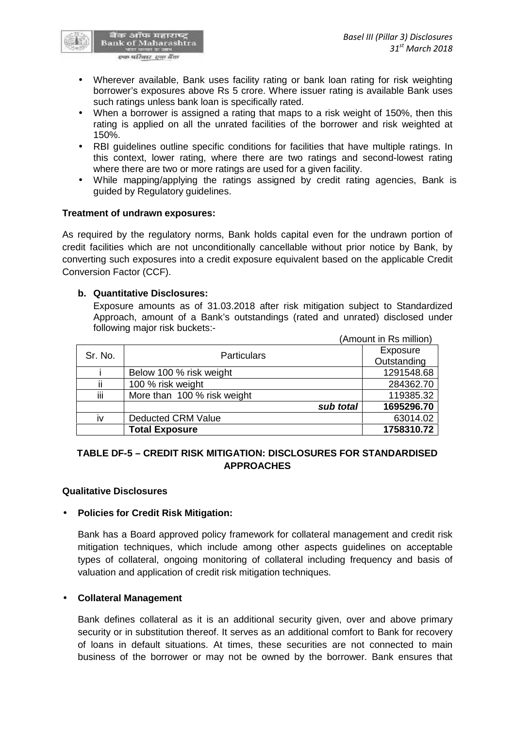- Wherever available, Bank uses facility rating or bank loan rating for risk weighting borrower's exposures above Rs 5 crore. Where issuer rating is available Bank uses such ratings unless bank loan is specifically rated.
- When a borrower is assigned a rating that maps to a risk weight of 150%, then this rating is applied on all the unrated facilities of the borrower and risk weighted at 150%.
- RBI guidelines outline specific conditions for facilities that have multiple ratings. In this context, lower rating, where there are two ratings and second-lowest rating where there are two or more ratings are used for a given facility.
- While mapping/applying the ratings assigned by credit rating agencies, Bank is guided by Regulatory guidelines.

**Treatment of undrawn exposures:**

As required by the regulatory norms, Bank holds capital even for the undrawn portion of credit facilities which are not unconditionally cancellable without prior notice by Bank, by converting such exposures into a credit exposure equivalent based on the applicable Credit Conversion Factor (CCF).

**b. Quantitative Disclosures:**

Exposure amounts as of 31.03.2018 after risk mitigation subject to Standardized Approach, amount of a Bank's outstandings (rated and unrated) disclosed under following major risk buckets:-

(Amount in Rs million)

| Sr. No. | Particulars | Exposure Outstanding |
|---|---|---|
| i | Below 100 % risk weight | 1291548.68 |
| ii | 100 % risk weight | 284362.70 |
| iii | More than 100 % risk weight | 119385.32 |
| | ***sub total*** | **1695296.70** |
| iv | Deducted CRM Value | 63014.02 |
| | **Total Exposure** | **1758310.72** |

## TABLE DF-5 – CREDIT RISK MITIGATION: DISCLOSURES FOR STANDARDISED APPROACHES

**Qualitative Disclosures**

- **Policies for Credit Risk Mitigation:**

  Bank has a Board approved policy framework for collateral management and credit risk mitigation techniques, which include among other aspects guidelines on acceptable types of collateral, ongoing monitoring of collateral including frequency and basis of valuation and application of credit risk mitigation techniques.

- **Collateral Management**

  Bank defines collateral as it is an additional security given, over and above primary security or in substitution thereof. It serves as an additional comfort to Bank for recovery of loans in default situations. At times, these securities are not connected to main business of the borrower or may not be owned by the borrower. Bank ensures that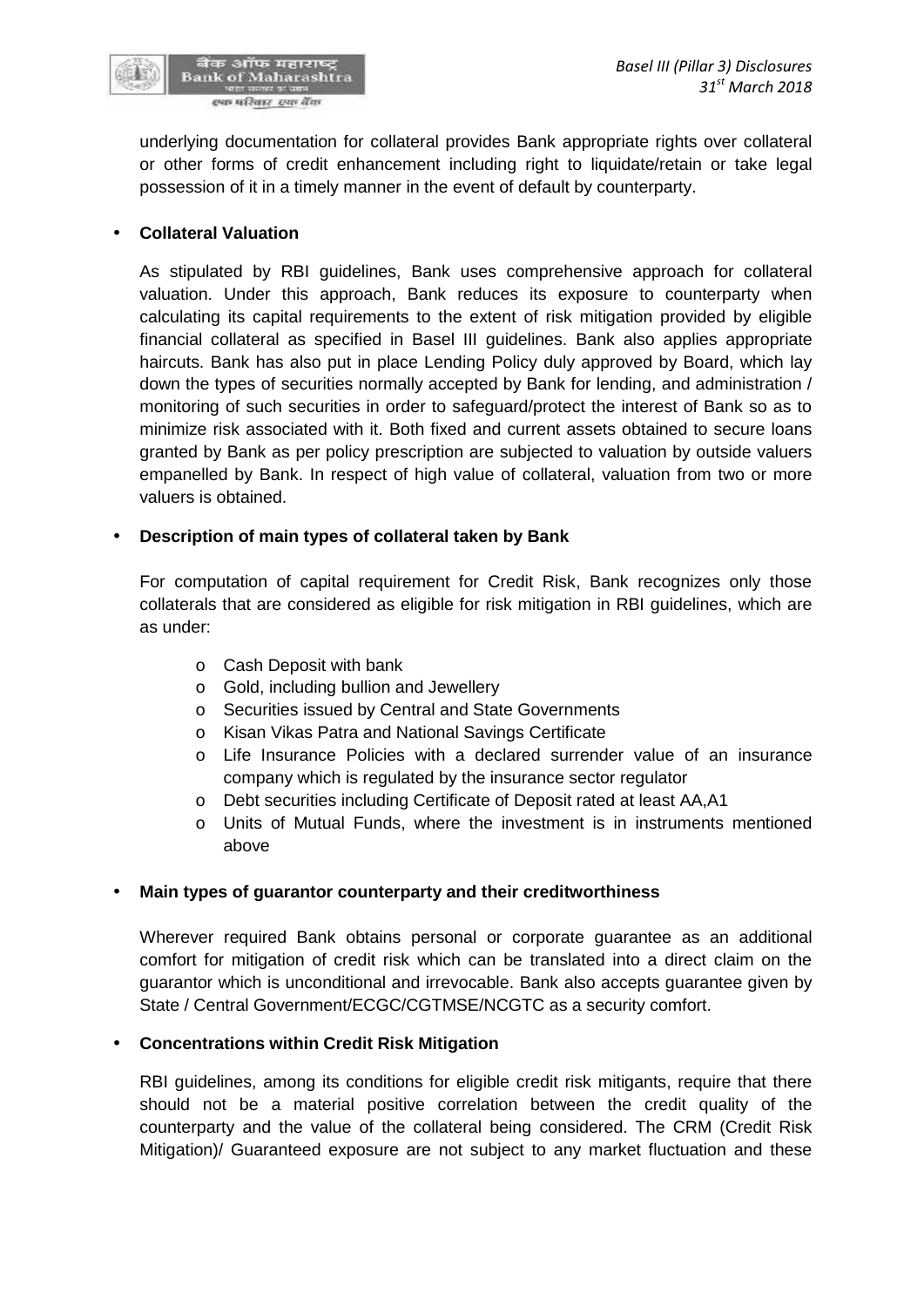underlying documentation for collateral provides Bank appropriate rights over collateral or other forms of credit enhancement including right to liquidate/retain or take legal possession of it in a timely manner in the event of default by counterparty.

- **Collateral Valuation**

  As stipulated by RBI guidelines, Bank uses comprehensive approach for collateral valuation. Under this approach, Bank reduces its exposure to counterparty when calculating its capital requirements to the extent of risk mitigation provided by eligible financial collateral as specified in Basel III guidelines. Bank also applies appropriate haircuts. Bank has also put in place Lending Policy duly approved by Board, which lay down the types of securities normally accepted by Bank for lending, and administration / monitoring of such securities in order to safeguard/protect the interest of Bank so as to minimize risk associated with it. Both fixed and current assets obtained to secure loans granted by Bank as per policy prescription are subjected to valuation by outside valuers empanelled by Bank. In respect of high value of collateral, valuation from two or more valuers is obtained.

- **Description of main types of collateral taken by Bank**

  For computation of capital requirement for Credit Risk, Bank recognizes only those collaterals that are considered as eligible for risk mitigation in RBI guidelines, which are as under:

  - Cash Deposit with bank
  - Gold, including bullion and Jewellery
  - Securities issued by Central and State Governments
  - Kisan Vikas Patra and National Savings Certificate
  - Life Insurance Policies with a declared surrender value of an insurance company which is regulated by the insurance sector regulator
  - Debt securities including Certificate of Deposit rated at least AA,A1
  - Units of Mutual Funds, where the investment is in instruments mentioned above

- **Main types of guarantor counterparty and their creditworthiness**

  Wherever required Bank obtains personal or corporate guarantee as an additional comfort for mitigation of credit risk which can be translated into a direct claim on the guarantor which is unconditional and irrevocable. Bank also accepts guarantee given by State / Central Government/ECGC/CGTMSE/NCGTC as a security comfort.

- **Concentrations within Credit Risk Mitigation**

  RBI guidelines, among its conditions for eligible credit risk mitigants, require that there should not be a material positive correlation between the credit quality of the counterparty and the value of the collateral being considered. The CRM (Credit Risk Mitigation)/ Guaranteed exposure are not subject to any market fluctuation and these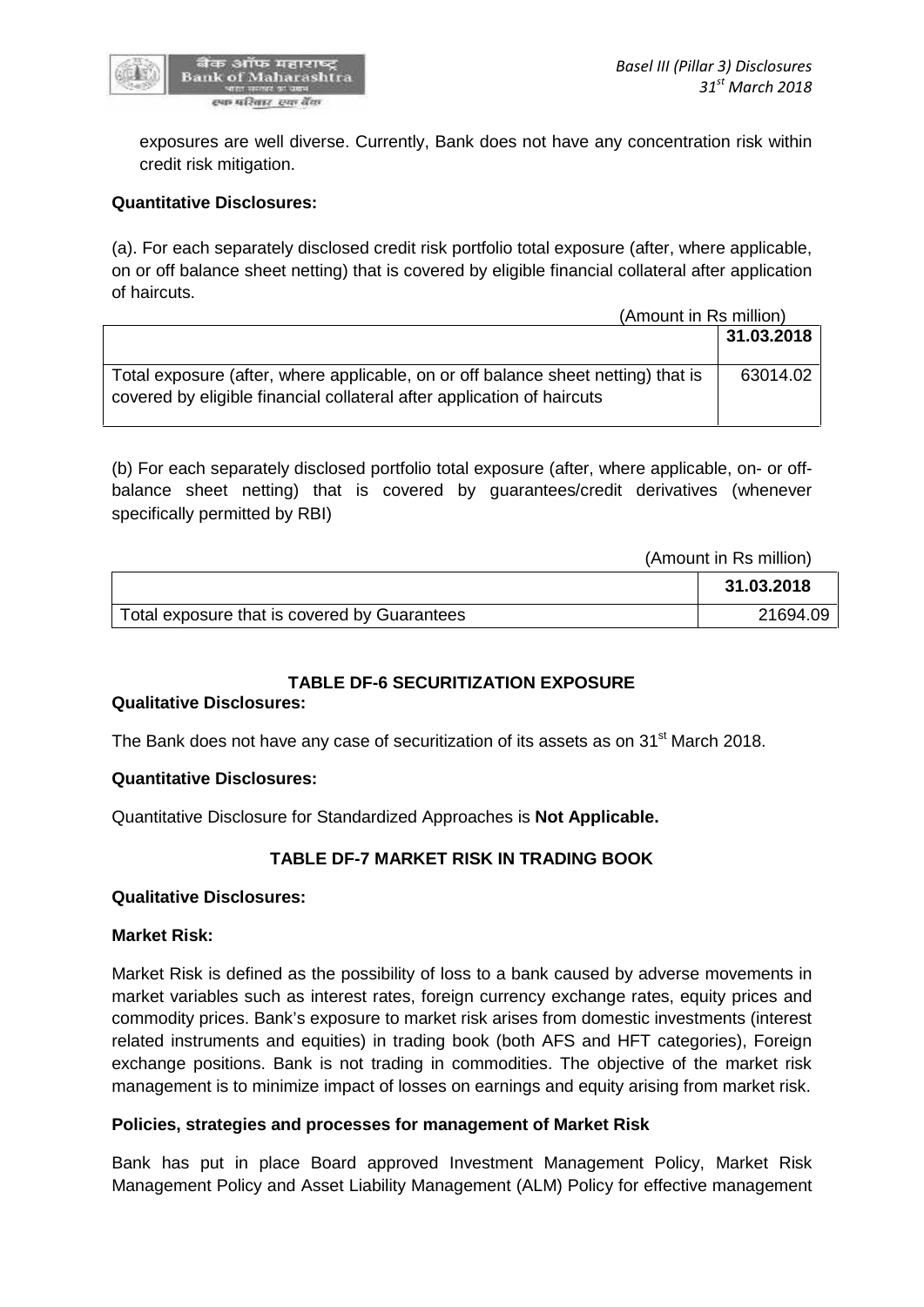exposures are well diverse. Currently, Bank does not have any concentration risk within credit risk mitigation.

**Quantitative Disclosures:**

(a). For each separately disclosed credit risk portfolio total exposure (after, where applicable, on or off balance sheet netting) that is covered by eligible financial collateral after application of haircuts.

(Amount in Rs million)

| | 31.03.2018 |
|---|---|
| Total exposure (after, where applicable, on or off balance sheet netting) that is covered by eligible financial collateral after application of haircuts | 63014.02 |

(b) For each separately disclosed portfolio total exposure (after, where applicable, on- or off-balance sheet netting) that is covered by guarantees/credit derivatives (whenever specifically permitted by RBI)

(Amount in Rs million)

| | 31.03.2018 |
|---|---|
| Total exposure that is covered by Guarantees | 21694.09 |

## TABLE DF-6 SECURITIZATION EXPOSURE

**Qualitative Disclosures:**

The Bank does not have any case of securitization of its assets as on 31st March 2018.

**Quantitative Disclosures:**

Quantitative Disclosure for Standardized Approaches is **Not Applicable.**

## TABLE DF-7 MARKET RISK IN TRADING BOOK

**Qualitative Disclosures:**

**Market Risk:**

Market Risk is defined as the possibility of loss to a bank caused by adverse movements in market variables such as interest rates, foreign currency exchange rates, equity prices and commodity prices. Bank's exposure to market risk arises from domestic investments (interest related instruments and equities) in trading book (both AFS and HFT categories), Foreign exchange positions. Bank is not trading in commodities. The objective of the market risk management is to minimize impact of losses on earnings and equity arising from market risk.

**Policies, strategies and processes for management of Market Risk**

Bank has put in place Board approved Investment Management Policy, Market Risk Management Policy and Asset Liability Management (ALM) Policy for effective management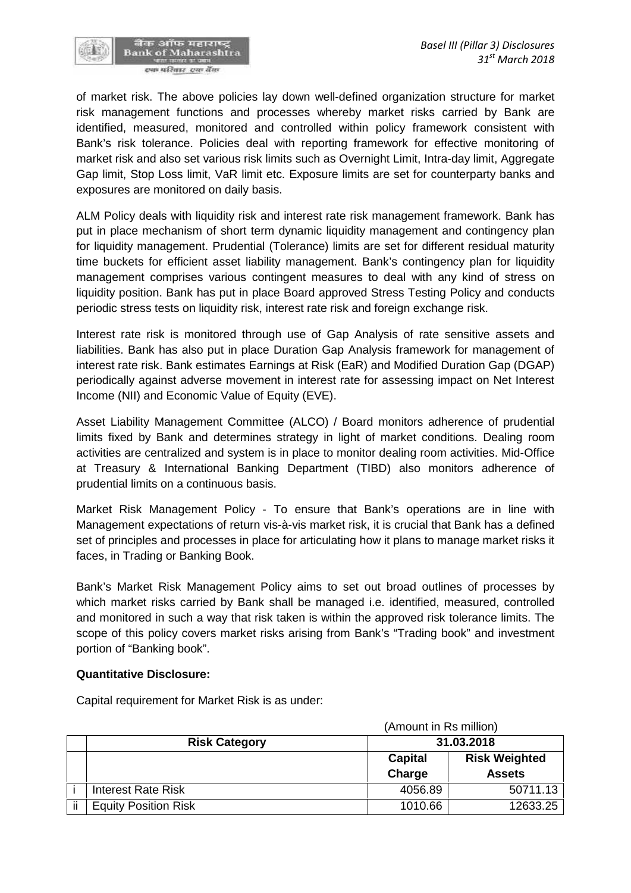of market risk. The above policies lay down well-defined organization structure for market risk management functions and processes whereby market risks carried by Bank are identified, measured, monitored and controlled within policy framework consistent with Bank's risk tolerance. Policies deal with reporting framework for effective monitoring of market risk and also set various risk limits such as Overnight Limit, Intra-day limit, Aggregate Gap limit, Stop Loss limit, VaR limit etc. Exposure limits are set for counterparty banks and exposures are monitored on daily basis.

ALM Policy deals with liquidity risk and interest rate risk management framework. Bank has put in place mechanism of short term dynamic liquidity management and contingency plan for liquidity management. Prudential (Tolerance) limits are set for different residual maturity time buckets for efficient asset liability management. Bank's contingency plan for liquidity management comprises various contingent measures to deal with any kind of stress on liquidity position. Bank has put in place Board approved Stress Testing Policy and conducts periodic stress tests on liquidity risk, interest rate risk and foreign exchange risk.

Interest rate risk is monitored through use of Gap Analysis of rate sensitive assets and liabilities. Bank has also put in place Duration Gap Analysis framework for management of interest rate risk. Bank estimates Earnings at Risk (EaR) and Modified Duration Gap (DGAP) periodically against adverse movement in interest rate for assessing impact on Net Interest Income (NII) and Economic Value of Equity (EVE).

Asset Liability Management Committee (ALCO) / Board monitors adherence of prudential limits fixed by Bank and determines strategy in light of market conditions. Dealing room activities are centralized and system is in place to monitor dealing room activities. Mid-Office at Treasury & International Banking Department (TIBD) also monitors adherence of prudential limits on a continuous basis.

Market Risk Management Policy - To ensure that Bank's operations are in line with Management expectations of return vis-à-vis market risk, it is crucial that Bank has a defined set of principles and processes in place for articulating how it plans to manage market risks it faces, in Trading or Banking Book.

Bank's Market Risk Management Policy aims to set out broad outlines of processes by which market risks carried by Bank shall be managed i.e. identified, measured, controlled and monitored in such a way that risk taken is within the approved risk tolerance limits. The scope of this policy covers market risks arising from Bank's "Trading book" and investment portion of "Banking book".

**Quantitative Disclosure:**

Capital requirement for Market Risk is as under:

(Amount in Rs million)

| | **Risk Category** | **31.03.2018** | |
|---|---|---|---|
| | | **Capital Charge** | **Risk Weighted Assets** |
| i | Interest Rate Risk | 4056.89 | 50711.13 |
| ii | Equity Position Risk | 1010.66 | 12633.25 |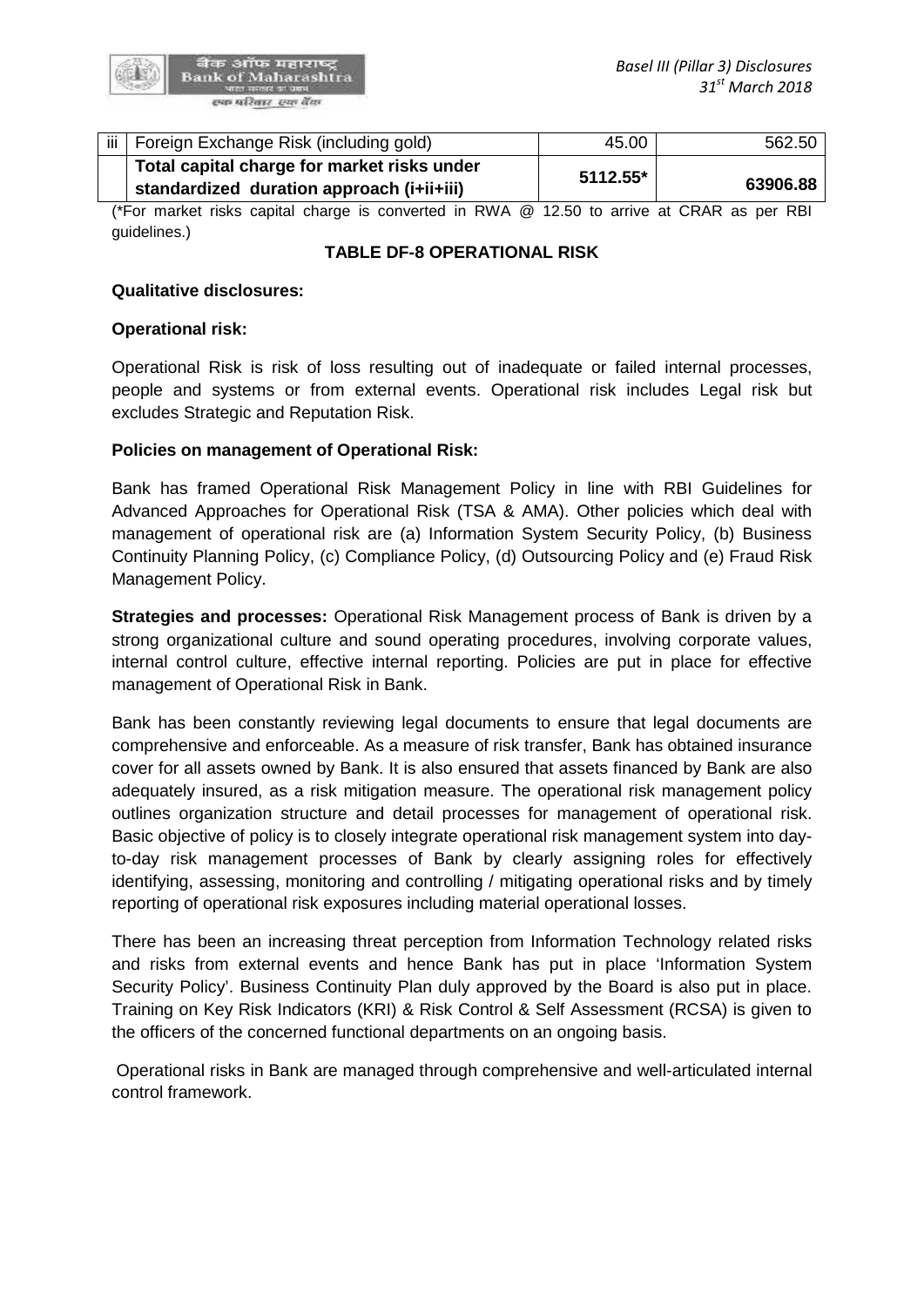| iii | Foreign Exchange Risk (including gold) | 45.00 | 562.50 |
|---|---|---|---|
| | **Total capital charge for market risks under standardized duration approach (i+ii+iii)** | **5112.55*** | **63906.88** |

(*For market risks capital charge is converted in RWA @ 12.50 to arrive at CRAR as per RBI guidelines.)

### TABLE DF-8 OPERATIONAL RISK

**Qualitative disclosures:**

**Operational risk:**

Operational Risk is risk of loss resulting out of inadequate or failed internal processes, people and systems or from external events. Operational risk includes Legal risk but excludes Strategic and Reputation Risk.

**Policies on management of Operational Risk:**

Bank has framed Operational Risk Management Policy in line with RBI Guidelines for Advanced Approaches for Operational Risk (TSA & AMA). Other policies which deal with management of operational risk are (a) Information System Security Policy, (b) Business Continuity Planning Policy, (c) Compliance Policy, (d) Outsourcing Policy and (e) Fraud Risk Management Policy.

**Strategies and processes:** Operational Risk Management process of Bank is driven by a strong organizational culture and sound operating procedures, involving corporate values, internal control culture, effective internal reporting. Policies are put in place for effective management of Operational Risk in Bank.

Bank has been constantly reviewing legal documents to ensure that legal documents are comprehensive and enforceable. As a measure of risk transfer, Bank has obtained insurance cover for all assets owned by Bank. It is also ensured that assets financed by Bank are also adequately insured, as a risk mitigation measure. The operational risk management policy outlines organization structure and detail processes for management of operational risk. Basic objective of policy is to closely integrate operational risk management system into day-to-day risk management processes of Bank by clearly assigning roles for effectively identifying, assessing, monitoring and controlling / mitigating operational risks and by timely reporting of operational risk exposures including material operational losses.

There has been an increasing threat perception from Information Technology related risks and risks from external events and hence Bank has put in place 'Information System Security Policy'. Business Continuity Plan duly approved by the Board is also put in place. Training on Key Risk Indicators (KRI) & Risk Control & Self Assessment (RCSA) is given to the officers of the concerned functional departments on an ongoing basis.

Operational risks in Bank are managed through comprehensive and well-articulated internal control framework.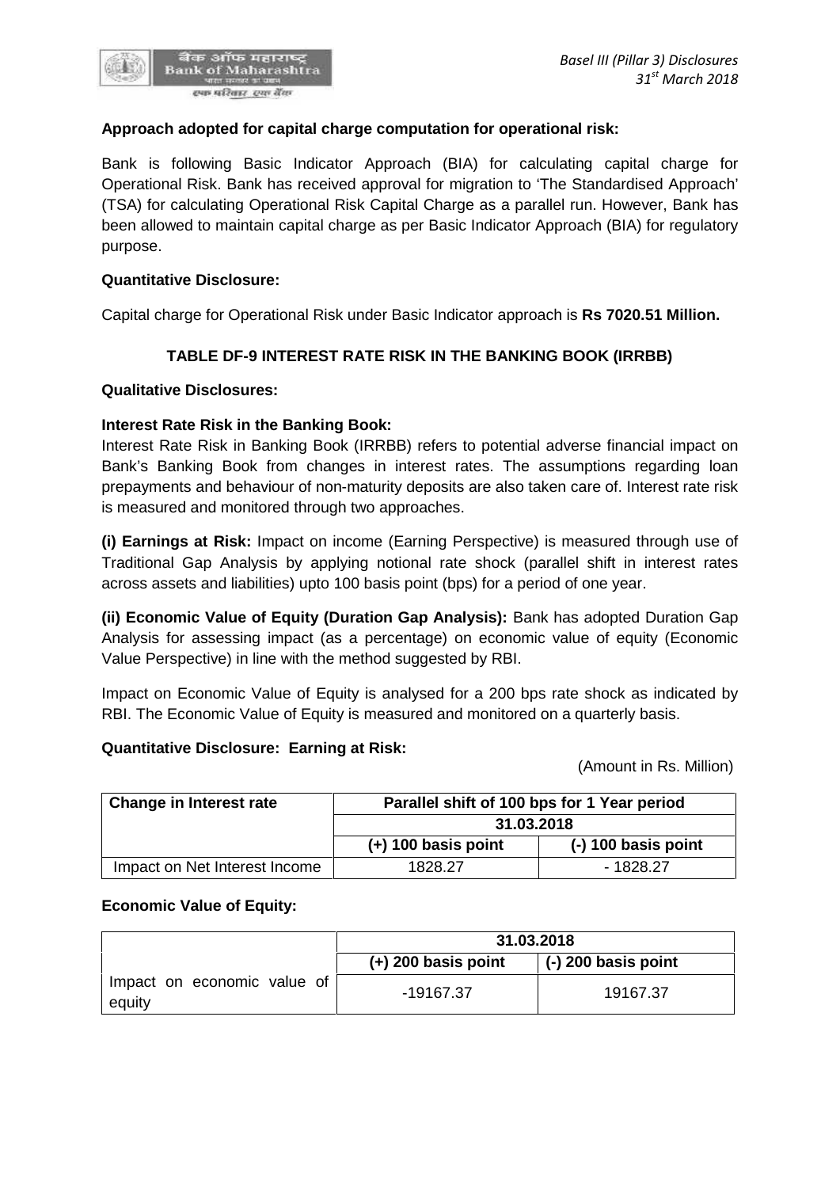**Approach adopted for capital charge computation for operational risk:**

Bank is following Basic Indicator Approach (BIA) for calculating capital charge for Operational Risk. Bank has received approval for migration to 'The Standardised Approach' (TSA) for calculating Operational Risk Capital Charge as a parallel run. However, Bank has been allowed to maintain capital charge as per Basic Indicator Approach (BIA) for regulatory purpose.

**Quantitative Disclosure:**

Capital charge for Operational Risk under Basic Indicator approach is **Rs 7020.51 Million.**

## TABLE DF-9 INTEREST RATE RISK IN THE BANKING BOOK (IRRBB)

**Qualitative Disclosures:**

**Interest Rate Risk in the Banking Book:**

Interest Rate Risk in Banking Book (IRRBB) refers to potential adverse financial impact on Bank's Banking Book from changes in interest rates. The assumptions regarding loan prepayments and behaviour of non-maturity deposits are also taken care of. Interest rate risk is measured and monitored through two approaches.

**(i) Earnings at Risk:** Impact on income (Earning Perspective) is measured through use of Traditional Gap Analysis by applying notional rate shock (parallel shift in interest rates across assets and liabilities) upto 100 basis point (bps) for a period of one year.

**(ii) Economic Value of Equity (Duration Gap Analysis):** Bank has adopted Duration Gap Analysis for assessing impact (as a percentage) on economic value of equity (Economic Value Perspective) in line with the method suggested by RBI.

Impact on Economic Value of Equity is analysed for a 200 bps rate shock as indicated by RBI. The Economic Value of Equity is measured and monitored on a quarterly basis.

**Quantitative Disclosure: Earning at Risk:**

(Amount in Rs. Million)

| Change in Interest rate | Parallel shift of 100 bps for 1 Year period | |
|---|---|---|
| | 31.03.2018 | |
| | (+) 100 basis point | (-) 100 basis point |
| Impact on Net Interest Income | 1828.27 | - 1828.27 |

**Economic Value of Equity:**

| | 31.03.2018 | |
|---|---|---|
| | (+) 200 basis point | (-) 200 basis point |
| Impact on economic value of equity | -19167.37 | 19167.37 |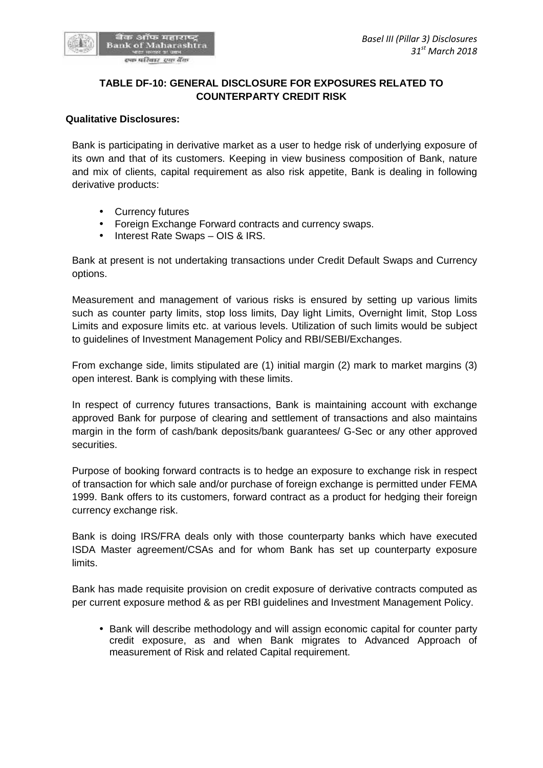**TABLE DF-10: GENERAL DISCLOSURE FOR EXPOSURES RELATED TO COUNTERPARTY CREDIT RISK**

**Qualitative Disclosures:**

Bank is participating in derivative market as a user to hedge risk of underlying exposure of its own and that of its customers. Keeping in view business composition of Bank, nature and mix of clients, capital requirement as also risk appetite, Bank is dealing in following derivative products:

- Currency futures
- Foreign Exchange Forward contracts and currency swaps.
- Interest Rate Swaps – OIS & IRS.

Bank at present is not undertaking transactions under Credit Default Swaps and Currency options.

Measurement and management of various risks is ensured by setting up various limits such as counter party limits, stop loss limits, Day light Limits, Overnight limit, Stop Loss Limits and exposure limits etc. at various levels. Utilization of such limits would be subject to guidelines of Investment Management Policy and RBI/SEBI/Exchanges.

From exchange side, limits stipulated are (1) initial margin (2) mark to market margins (3) open interest. Bank is complying with these limits.

In respect of currency futures transactions, Bank is maintaining account with exchange approved Bank for purpose of clearing and settlement of transactions and also maintains margin in the form of cash/bank deposits/bank guarantees/ G-Sec or any other approved securities.

Purpose of booking forward contracts is to hedge an exposure to exchange risk in respect of transaction for which sale and/or purchase of foreign exchange is permitted under FEMA 1999. Bank offers to its customers, forward contract as a product for hedging their foreign currency exchange risk.

Bank is doing IRS/FRA deals only with those counterparty banks which have executed ISDA Master agreement/CSAs and for whom Bank has set up counterparty exposure limits.

Bank has made requisite provision on credit exposure of derivative contracts computed as per current exposure method & as per RBI guidelines and Investment Management Policy.

- Bank will describe methodology and will assign economic capital for counter party credit exposure, as and when Bank migrates to Advanced Approach of measurement of Risk and related Capital requirement.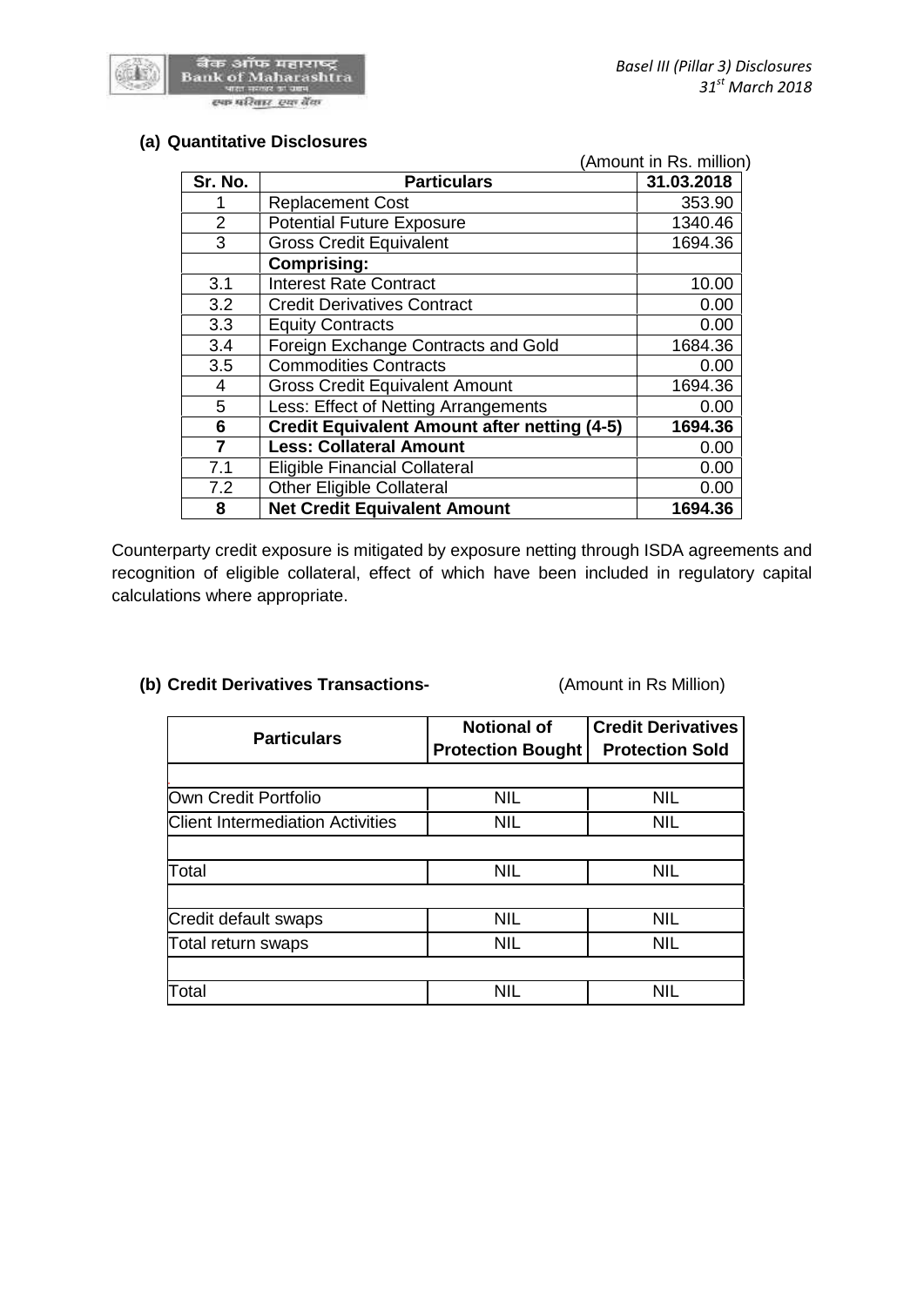### (a) Quantitative Disclosures

(Amount in Rs. million)

| Sr. No. | Particulars | 31.03.2018 |
|---|---|---|
| 1 | Replacement Cost | 353.90 |
| 2 | Potential Future Exposure | 1340.46 |
| 3 | Gross Credit Equivalent | 1694.36 |
| | **Comprising:** | |
| 3.1 | Interest Rate Contract | 10.00 |
| 3.2 | Credit Derivatives Contract | 0.00 |
| 3.3 | Equity Contracts | 0.00 |
| 3.4 | Foreign Exchange Contracts and Gold | 1684.36 |
| 3.5 | Commodities Contracts | 0.00 |
| 4 | Gross Credit Equivalent Amount | 1694.36 |
| 5 | Less: Effect of Netting Arrangements | 0.00 |
| **6** | **Credit Equivalent Amount after netting (4-5)** | **1694.36** |
| **7** | **Less: Collateral Amount** | 0.00 |
| 7.1 | Eligible Financial Collateral | 0.00 |
| 7.2 | Other Eligible Collateral | 0.00 |
| **8** | **Net Credit Equivalent Amount** | **1694.36** |

Counterparty credit exposure is mitigated by exposure netting through ISDA agreements and recognition of eligible collateral, effect of which have been included in regulatory capital calculations where appropriate.

### (b) Credit Derivatives Transactions-

(Amount in Rs Million)

| Particulars | Notional of Protection Bought | Credit Derivatives Protection Sold |
|---|---|---|
| | | |
| Own Credit Portfolio | NIL | NIL |
| Client Intermediation Activities | NIL | NIL |
| | | |
| Total | NIL | NIL |
| | | |
| Credit default swaps | NIL | NIL |
| Total return swaps | NIL | NIL |
| | | |
| Total | NIL | NIL |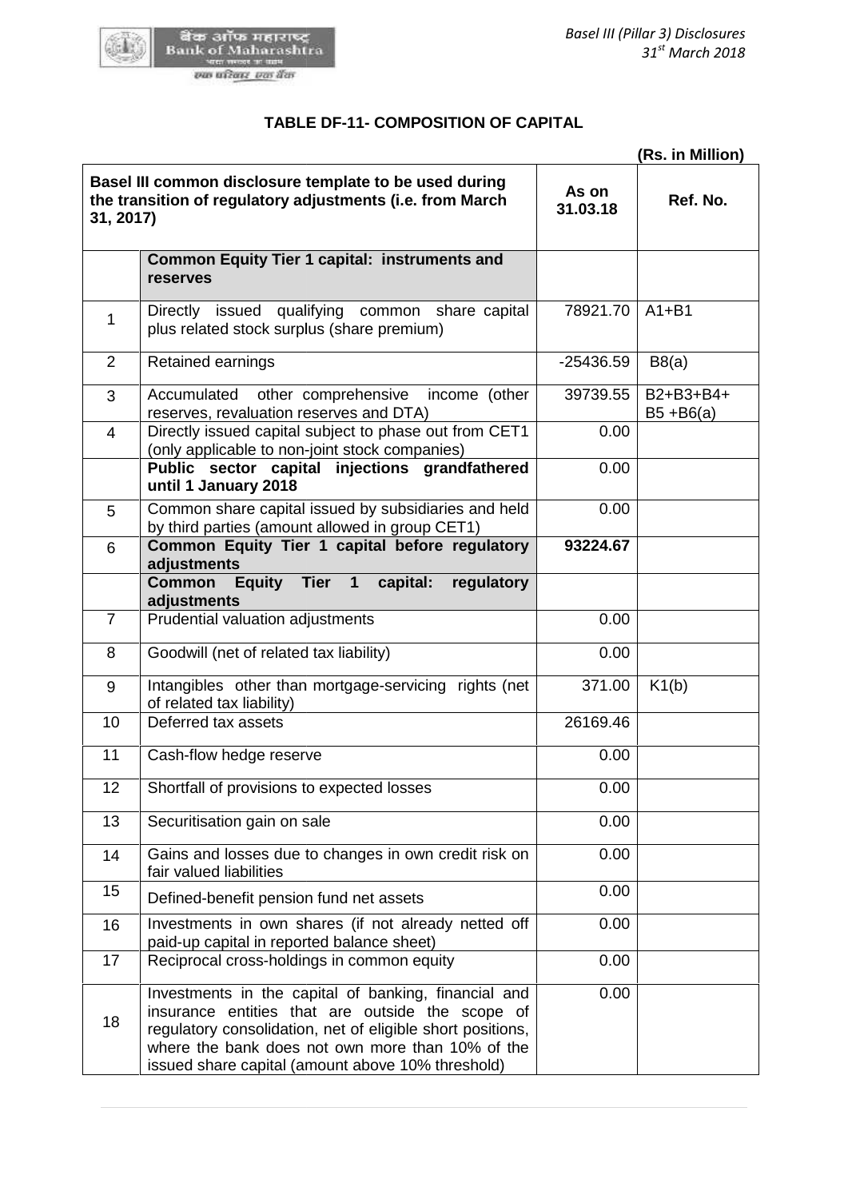## TABLE DF-11- COMPOSITION OF CAPITAL

**(Rs. in Million)**

| Basel III common disclosure template to be used during the transition of regulatory adjustments (i.e. from March 31, 2017) | | As on 31.03.18 | Ref. No. |
|---|---|---|---|
| | **Common Equity Tier 1 capital: instruments and reserves** | | |
| 1 | Directly issued qualifying common share capital plus related stock surplus (share premium) | 78921.70 | A1+B1 |
| 2 | Retained earnings | -25436.59 | B8(a) |
| 3 | Accumulated other comprehensive income (other reserves, revaluation reserves and DTA) | 39739.55 | B2+B3+B4+ B5 +B6(a) |
| 4 | Directly issued capital subject to phase out from CET1 (only applicable to non-joint stock companies) | 0.00 | |
| | **Public sector capital injections grandfathered until 1 January 2018** | 0.00 | |
| 5 | Common share capital issued by subsidiaries and held by third parties (amount allowed in group CET1) | 0.00 | |
| 6 | **Common Equity Tier 1 capital before regulatory adjustments** | **93224.67** | |
| | **Common Equity Tier 1 capital: regulatory adjustments** | | |
| 7 | Prudential valuation adjustments | 0.00 | |
| 8 | Goodwill (net of related tax liability) | 0.00 | |
| 9 | Intangibles other than mortgage-servicing rights (net of related tax liability) | 371.00 | K1(b) |
| 10 | Deferred tax assets | 26169.46 | |
| 11 | Cash-flow hedge reserve | 0.00 | |
| 12 | Shortfall of provisions to expected losses | 0.00 | |
| 13 | Securitisation gain on sale | 0.00 | |
| 14 | Gains and losses due to changes in own credit risk on fair valued liabilities | 0.00 | |
| 15 | Defined-benefit pension fund net assets | 0.00 | |
| 16 | Investments in own shares (if not already netted off paid-up capital in reported balance sheet) | 0.00 | |
| 17 | Reciprocal cross-holdings in common equity | 0.00 | |
| 18 | Investments in the capital of banking, financial and insurance entities that are outside the scope of regulatory consolidation, net of eligible short positions, where the bank does not own more than 10% of the issued share capital (amount above 10% threshold) | 0.00 | |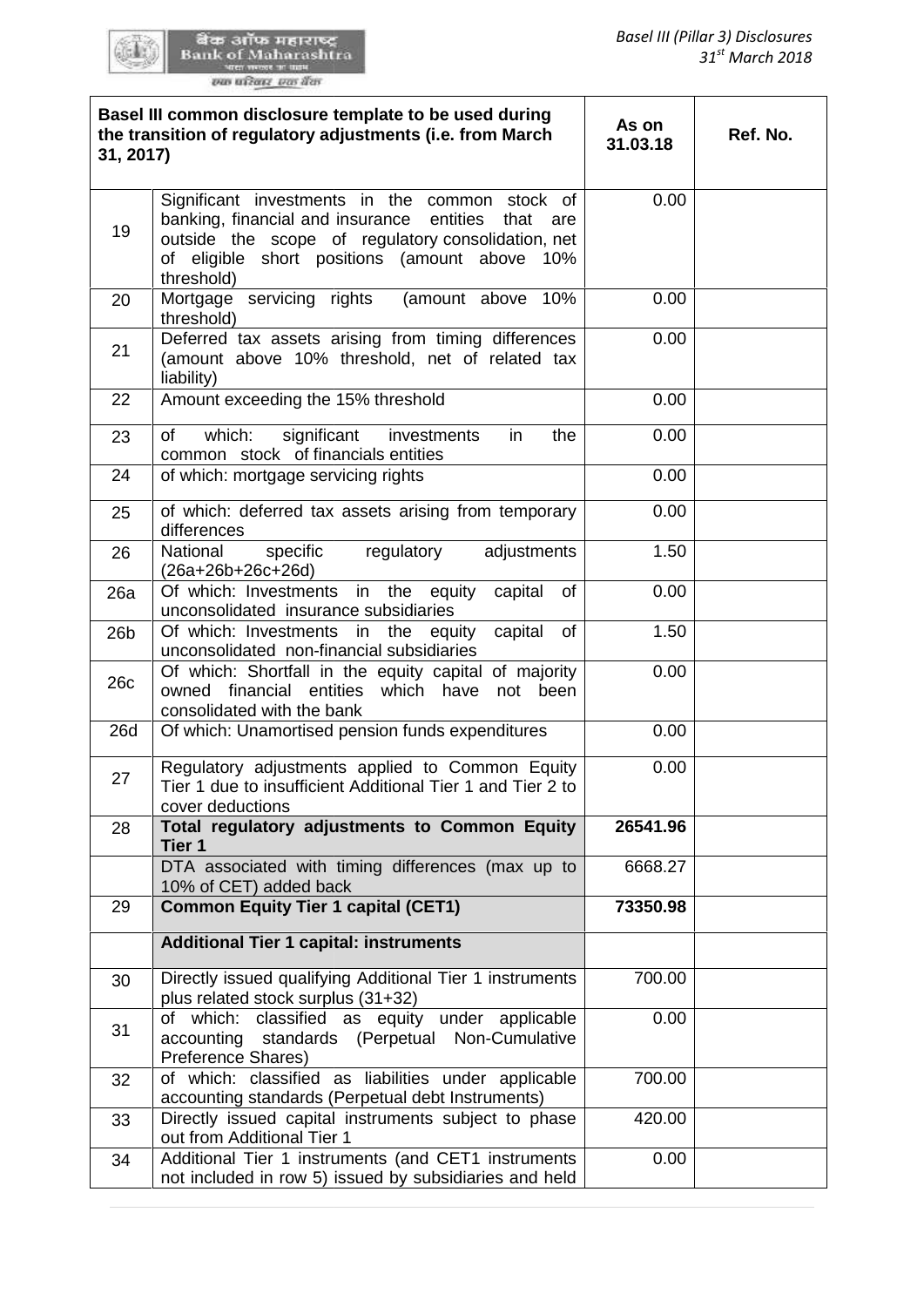| | Basel III common disclosure template to be used during the transition of regulatory adjustments (i.e. from March 31, 2017) | As on 31.03.18 | Ref. No. |
|---|---|---|---|
| 19 | Significant investments in the common stock of banking, financial and insurance entities that are outside the scope of regulatory consolidation, net of eligible short positions (amount above 10% threshold) | 0.00 | |
| 20 | Mortgage servicing rights (amount above 10% threshold) | 0.00 | |
| 21 | Deferred tax assets arising from timing differences (amount above 10% threshold, net of related tax liability) | 0.00 | |
| 22 | Amount exceeding the 15% threshold | 0.00 | |
| 23 | of which: significant investments in the common stock of financials entities | 0.00 | |
| 24 | of which: mortgage servicing rights | 0.00 | |
| 25 | of which: deferred tax assets arising from temporary differences | 0.00 | |
| 26 | National specific regulatory adjustments (26a+26b+26c+26d) | 1.50 | |
| 26a | Of which: Investments in the equity capital of unconsolidated insurance subsidiaries | 0.00 | |
| 26b | Of which: Investments in the equity capital of unconsolidated non-financial subsidiaries | 1.50 | |
| 26c | Of which: Shortfall in the equity capital of majority owned financial entities which have not been consolidated with the bank | 0.00 | |
| 26d | Of which: Unamortised pension funds expenditures | 0.00 | |
| 27 | Regulatory adjustments applied to Common Equity Tier 1 due to insufficient Additional Tier 1 and Tier 2 to cover deductions | 0.00 | |
| 28 | **Total regulatory adjustments to Common Equity Tier 1** | **26541.96** | |
| | DTA associated with timing differences (max up to 10% of CET) added back | 6668.27 | |
| 29 | **Common Equity Tier 1 capital (CET1)** | **73350.98** | |
| | **Additional Tier 1 capital: instruments** | | |
| 30 | Directly issued qualifying Additional Tier 1 instruments plus related stock surplus (31+32) | 700.00 | |
| 31 | of which: classified as equity under applicable accounting standards (Perpetual Non-Cumulative Preference Shares) | 0.00 | |
| 32 | of which: classified as liabilities under applicable accounting standards (Perpetual debt Instruments) | 700.00 | |
| 33 | Directly issued capital instruments subject to phase out from Additional Tier 1 | 420.00 | |
| 34 | Additional Tier 1 instruments (and CET1 instruments not included in row 5) issued by subsidiaries and held | 0.00 | |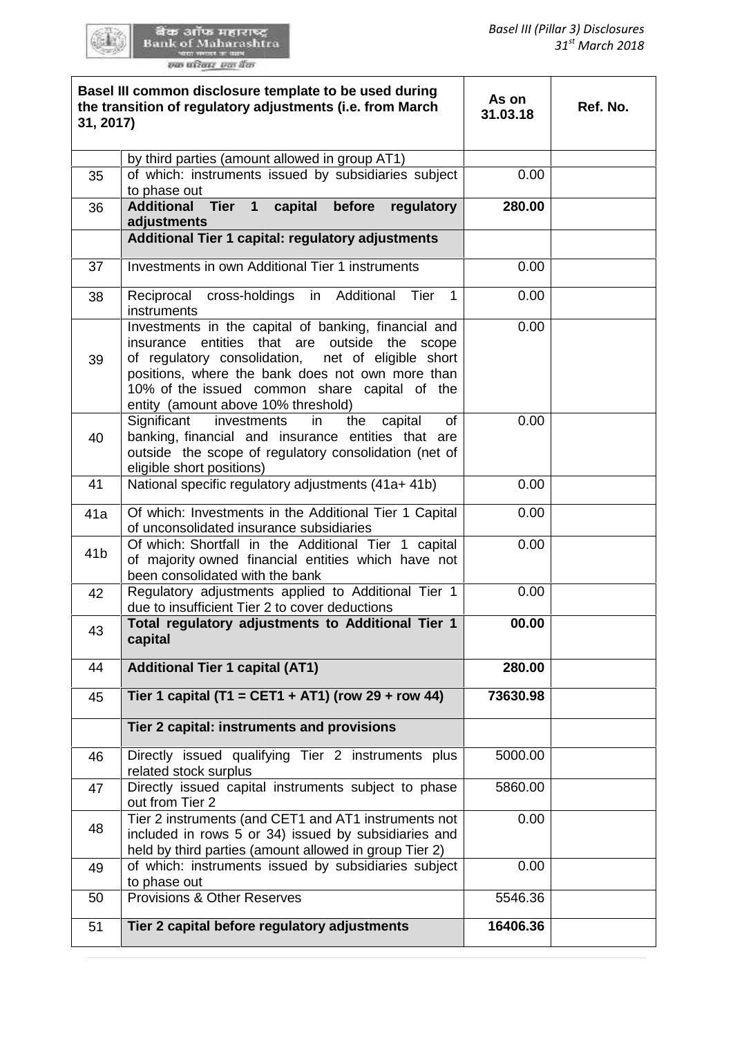| Basel III common disclosure template to be used during the transition of regulatory adjustments (i.e. from March 31, 2017) | | As on 31.03.18 | Ref. No. |
|---|---|---|---|
| | by third parties (amount allowed in group AT1) | | |
| 35 | of which: instruments issued by subsidiaries subject to phase out | 0.00 | |
| 36 | **Additional Tier 1 capital before regulatory adjustments** | **280.00** | |
| | **Additional Tier 1 capital: regulatory adjustments** | | |
| 37 | Investments in own Additional Tier 1 instruments | 0.00 | |
| 38 | Reciprocal cross-holdings in Additional Tier 1 instruments | 0.00 | |
| 39 | Investments in the capital of banking, financial and insurance entities that are outside the scope of regulatory consolidation, net of eligible short positions, where the bank does not own more than 10% of the issued common share capital of the entity (amount above 10% threshold) | 0.00 | |
| 40 | Significant investments in the capital of banking, financial and insurance entities that are outside the scope of regulatory consolidation (net of eligible short positions) | 0.00 | |
| 41 | National specific regulatory adjustments (41a+ 41b) | 0.00 | |
| 41a | Of which: Investments in the Additional Tier 1 Capital of unconsolidated insurance subsidiaries | 0.00 | |
| 41b | Of which: Shortfall in the Additional Tier 1 capital of majority owned financial entities which have not been consolidated with the bank | 0.00 | |
| 42 | Regulatory adjustments applied to Additional Tier 1 due to insufficient Tier 2 to cover deductions | 0.00 | |
| 43 | **Total regulatory adjustments to Additional Tier 1 capital** | **00.00** | |
| 44 | **Additional Tier 1 capital (AT1)** | **280.00** | |
| 45 | **Tier 1 capital (T1 = CET1 + AT1) (row 29 + row 44)** | **73630.98** | |
| | **Tier 2 capital: instruments and provisions** | | |
| 46 | Directly issued qualifying Tier 2 instruments plus related stock surplus | 5000.00 | |
| 47 | Directly issued capital instruments subject to phase out from Tier 2 | 5860.00 | |
| 48 | Tier 2 instruments (and CET1 and AT1 instruments not included in rows 5 or 34) issued by subsidiaries and held by third parties (amount allowed in group Tier 2) | 0.00 | |
| 49 | of which: instruments issued by subsidiaries subject to phase out | 0.00 | |
| 50 | Provisions & Other Reserves | 5546.36 | |
| 51 | **Tier 2 capital before regulatory adjustments** | **16406.36** | |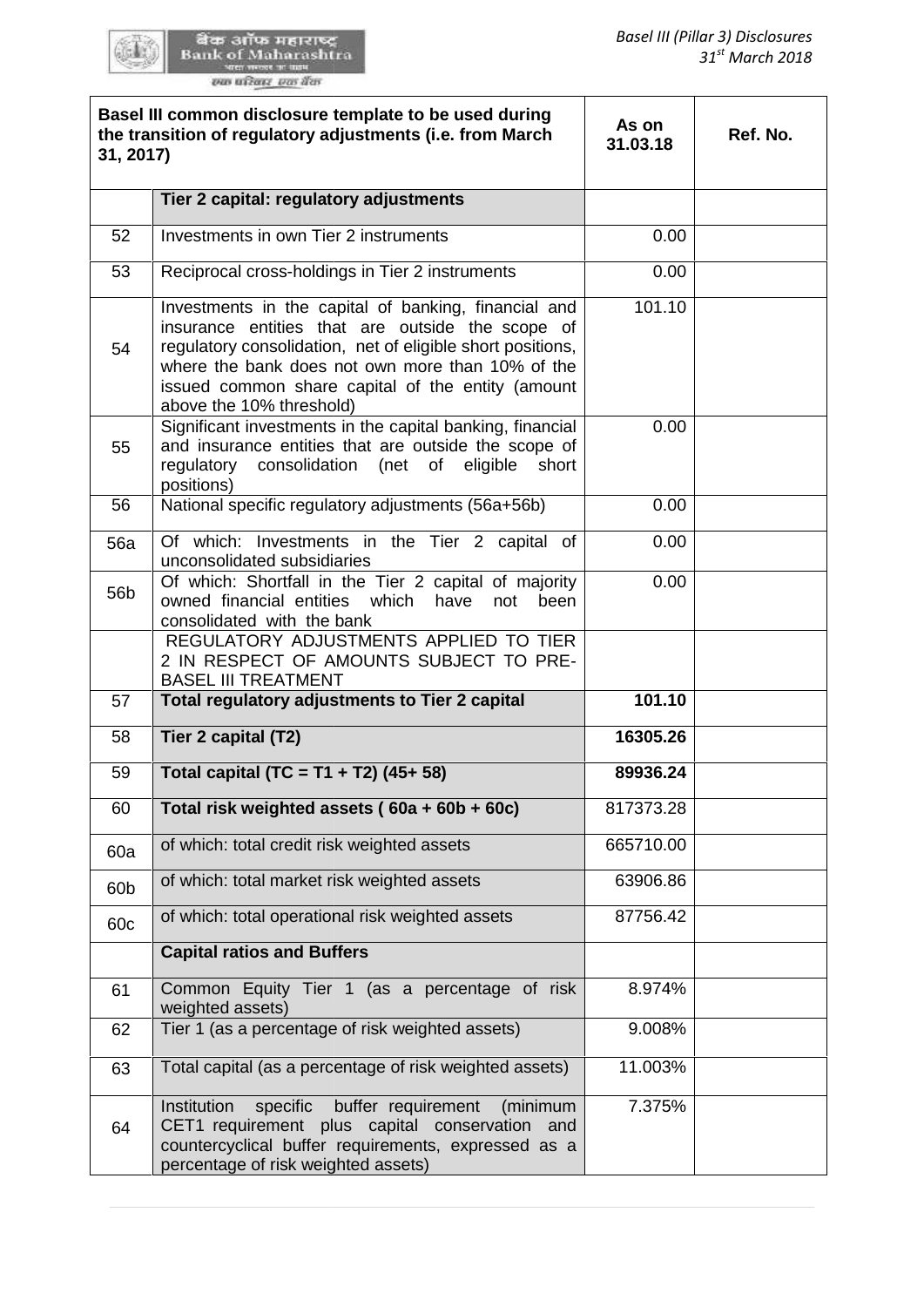| Basel III common disclosure template to be used during the transition of regulatory adjustments (i.e. from March 31, 2017) | | As on 31.03.18 | Ref. No. |
|---|---|---|---|
| | **Tier 2 capital: regulatory adjustments** | | |
| 52 | Investments in own Tier 2 instruments | 0.00 | |
| 53 | Reciprocal cross-holdings in Tier 2 instruments | 0.00 | |
| 54 | Investments in the capital of banking, financial and insurance entities that are outside the scope of regulatory consolidation, net of eligible short positions, where the bank does not own more than 10% of the issued common share capital of the entity (amount above the 10% threshold) | 101.10 | |
| 55 | Significant investments in the capital banking, financial and insurance entities that are outside the scope of regulatory consolidation (net of eligible short positions) | 0.00 | |
| 56 | National specific regulatory adjustments (56a+56b) | 0.00 | |
| 56a | Of which: Investments in the Tier 2 capital of unconsolidated subsidiaries | 0.00 | |
| 56b | Of which: Shortfall in the Tier 2 capital of majority owned financial entities which have not been consolidated with the bank | 0.00 | |
| | REGULATORY ADJUSTMENTS APPLIED TO TIER 2 IN RESPECT OF AMOUNTS SUBJECT TO PRE-BASEL III TREATMENT | | |
| 57 | **Total regulatory adjustments to Tier 2 capital** | **101.10** | |
| 58 | **Tier 2 capital (T2)** | **16305.26** | |
| 59 | **Total capital (TC = T1 + T2) (45+ 58)** | **89936.24** | |
| 60 | **Total risk weighted assets ( 60a + 60b + 60c)** | 817373.28 | |
| 60a | of which: total credit risk weighted assets | 665710.00 | |
| 60b | of which: total market risk weighted assets | 63906.86 | |
| 60c | of which: total operational risk weighted assets | 87756.42 | |
| | **Capital ratios and Buffers** | | |
| 61 | Common Equity Tier 1 (as a percentage of risk weighted assets) | 8.974% | |
| 62 | Tier 1 (as a percentage of risk weighted assets) | 9.008% | |
| 63 | Total capital (as a percentage of risk weighted assets) | 11.003% | |
| 64 | Institution specific buffer requirement (minimum CET1 requirement plus capital conservation and countercyclical buffer requirements, expressed as a percentage of risk weighted assets) | 7.375% | |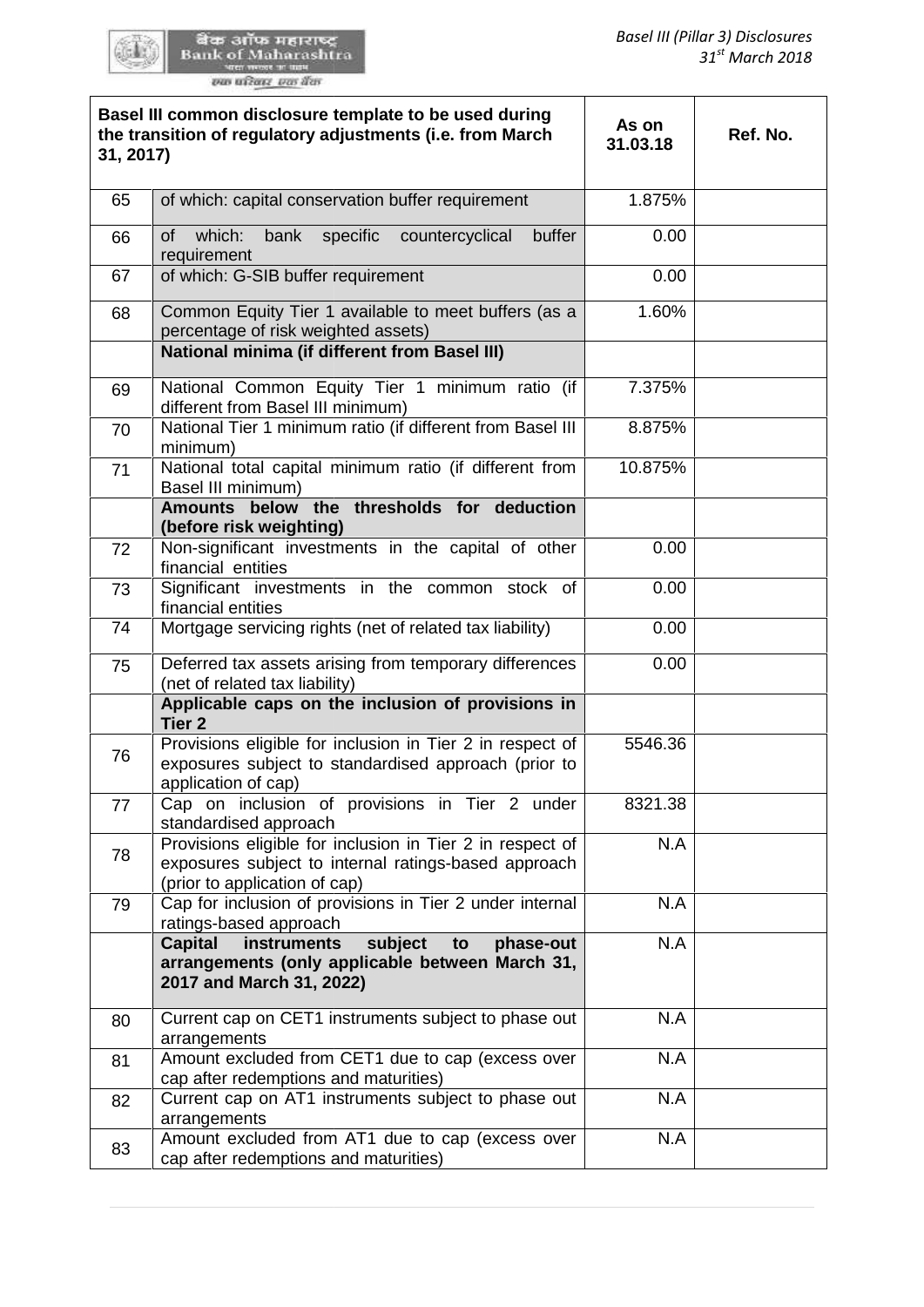| Basel III common disclosure template to be used during the transition of regulatory adjustments (i.e. from March 31, 2017) | | As on 31.03.18 | Ref. No. |
|---|---|---|---|
| 65 | of which: capital conservation buffer requirement | 1.875% | |
| 66 | of which: bank specific countercyclical buffer requirement | 0.00 | |
| 67 | of which: G-SIB buffer requirement | 0.00 | |
| 68 | Common Equity Tier 1 available to meet buffers (as a percentage of risk weighted assets) | 1.60% | |
| | **National minima (if different from Basel III)** | | |
| 69 | National Common Equity Tier 1 minimum ratio (if different from Basel III minimum) | 7.375% | |
| 70 | National Tier 1 minimum ratio (if different from Basel III minimum) | 8.875% | |
| 71 | National total capital minimum ratio (if different from Basel III minimum) | 10.875% | |
| | **Amounts below the thresholds for deduction (before risk weighting)** | | |
| 72 | Non-significant investments in the capital of other financial entities | 0.00 | |
| 73 | Significant investments in the common stock of financial entities | 0.00 | |
| 74 | Mortgage servicing rights (net of related tax liability) | 0.00 | |
| 75 | Deferred tax assets arising from temporary differences (net of related tax liability) | 0.00 | |
| | **Applicable caps on the inclusion of provisions in Tier 2** | | |
| 76 | Provisions eligible for inclusion in Tier 2 in respect of exposures subject to standardised approach (prior to application of cap) | 5546.36 | |
| 77 | Cap on inclusion of provisions in Tier 2 under standardised approach | 8321.38 | |
| 78 | Provisions eligible for inclusion in Tier 2 in respect of exposures subject to internal ratings-based approach (prior to application of cap) | N.A | |
| 79 | Cap for inclusion of provisions in Tier 2 under internal ratings-based approach | N.A | |
| | **Capital instruments subject to phase-out arrangements (only applicable between March 31, 2017 and March 31, 2022)** | N.A | |
| 80 | Current cap on CET1 instruments subject to phase out arrangements | N.A | |
| 81 | Amount excluded from CET1 due to cap (excess over cap after redemptions and maturities) | N.A | |
| 82 | Current cap on AT1 instruments subject to phase out arrangements | N.A | |
| 83 | Amount excluded from AT1 due to cap (excess over cap after redemptions and maturities) | N.A | |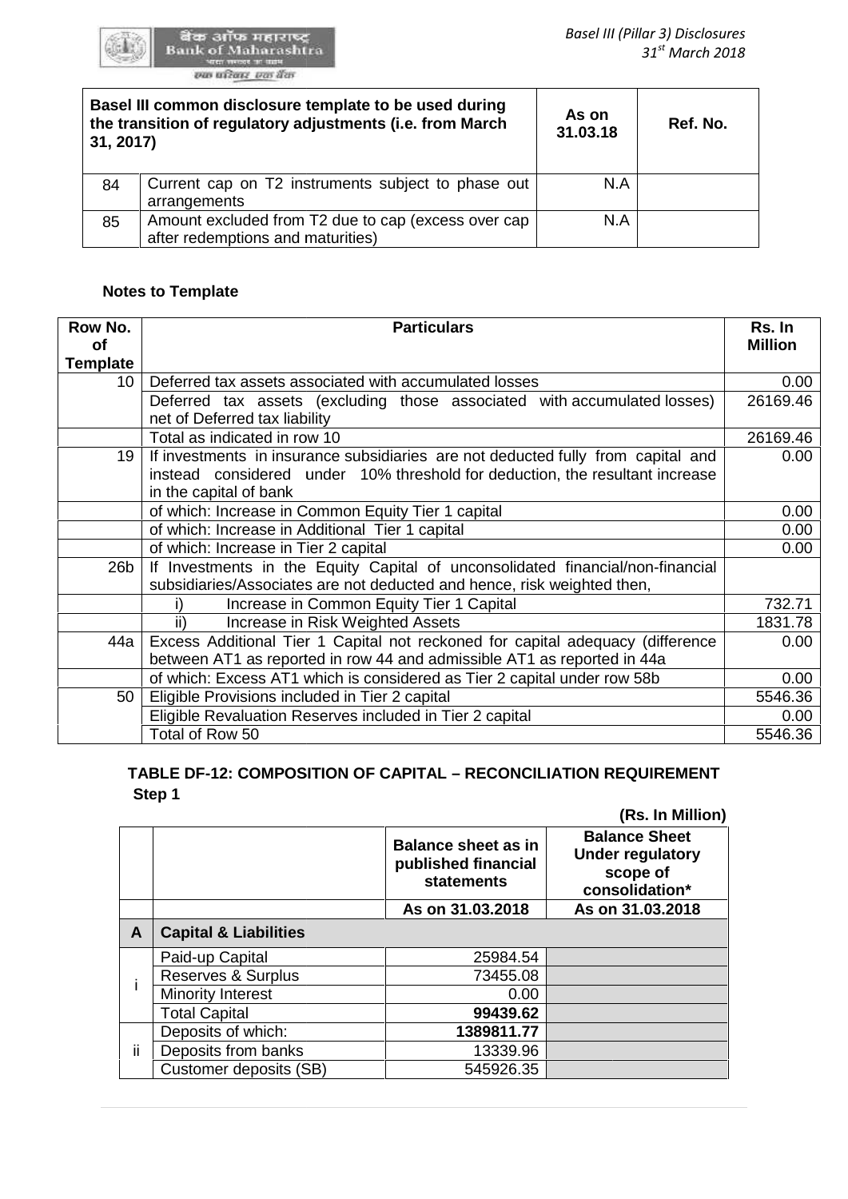| Basel III common disclosure template to be used during the transition of regulatory adjustments (i.e. from March 31, 2017) | | As on 31.03.18 | Ref. No. |
|---|---|---|---|
| 84 | Current cap on T2 instruments subject to phase out arrangements | N.A | |
| 85 | Amount excluded from T2 due to cap (excess over cap after redemptions and maturities) | N.A | |

**Notes to Template**

| Row No. of Template | Particulars | Rs. In Million |
|---|---|---|
| 10 | Deferred tax assets associated with accumulated losses | 0.00 |
| | Deferred tax assets (excluding those associated with accumulated losses) net of Deferred tax liability | 26169.46 |
| | Total as indicated in row 10 | 26169.46 |
| 19 | If investments in insurance subsidiaries are not deducted fully from capital and instead considered under 10% threshold for deduction, the resultant increase in the capital of bank | 0.00 |
| | of which: Increase in Common Equity Tier 1 capital | 0.00 |
| | of which: Increase in Additional Tier 1 capital | 0.00 |
| | of which: Increase in Tier 2 capital | 0.00 |
| 26b | If Investments in the Equity Capital of unconsolidated financial/non-financial subsidiaries/Associates are not deducted and hence, risk weighted then, | |
| | i) Increase in Common Equity Tier 1 Capital | 732.71 |
| | ii) Increase in Risk Weighted Assets | 1831.78 |
| 44a | Excess Additional Tier 1 Capital not reckoned for capital adequacy (difference between AT1 as reported in row 44 and admissible AT1 as reported in 44a | 0.00 |
| | of which: Excess AT1 which is considered as Tier 2 capital under row 58b | 0.00 |
| 50 | Eligible Provisions included in Tier 2 capital | 5546.36 |
| | Eligible Revaluation Reserves included in Tier 2 capital | 0.00 |
| | Total of Row 50 | 5546.36 |

**TABLE DF-12: COMPOSITION OF CAPITAL – RECONCILIATION REQUIREMENT**
**Step 1**

**(Rs. In Million)**

| | | Balance sheet as in published financial statements | Balance Sheet Under regulatory scope of consolidation* |
|---|---|---|---|
| | | As on 31.03.2018 | As on 31.03.2018 |
| **A** | **Capital & Liabilities** | | |
| i | Paid-up Capital | 25984.54 | |
| | Reserves & Surplus | 73455.08 | |
| | Minority Interest | 0.00 | |
| | Total Capital | **99439.62** | |
| ii | Deposits of which: | **1389811.77** | |
| | Deposits from banks | 13339.96 | |
| | Customer deposits (SB) | 545926.35 | |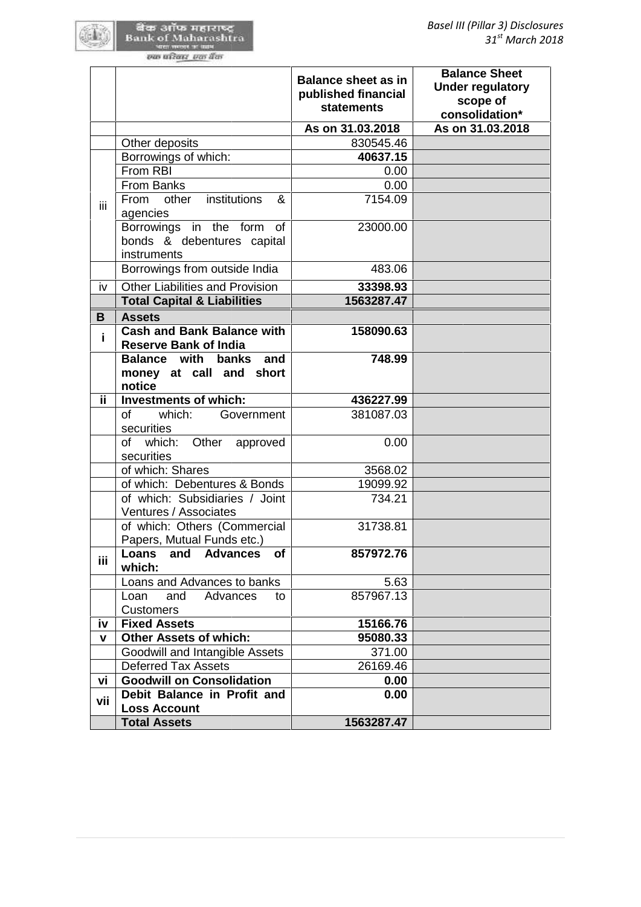| | | Balance sheet as in published financial statements | Balance Sheet Under regulatory scope of consolidation* |
|---|---|---|---|
| | | As on 31.03.2018 | As on 31.03.2018 |
| | Other deposits | 830545.46 | |
| iii | Borrowings of which: | **40637.15** | |
| | From RBI | 0.00 | |
| | From Banks | 0.00 | |
| | From other institutions & agencies | 7154.09 | |
| | Borrowings in the form of bonds & debentures capital instruments | 23000.00 | |
| | Borrowings from outside India | 483.06 | |
| iv | Other Liabilities and Provision | **33398.93** | |
| | **Total Capital & Liabilities** | **1563287.47** | |
| **B** | **Assets** | | |
| **i** | **Cash and Bank Balance with Reserve Bank of India** | **158090.63** | |
| | **Balance with banks and money at call and short notice** | **748.99** | |
| **ii** | **Investments of which:** | **436227.99** | |
| | of which: Government securities | 381087.03 | |
| | of which: Other approved securities | 0.00 | |
| | of which: Shares | 3568.02 | |
| | of which: Debentures & Bonds | 19099.92 | |
| | of which: Subsidiaries / Joint Ventures / Associates | 734.21 | |
| | of which: Others (Commercial Papers, Mutual Funds etc.) | 31738.81 | |
| **iii** | **Loans and Advances of which:** | **857972.76** | |
| | Loans and Advances to banks | 5.63 | |
| | Loan and Advances to Customers | 857967.13 | |
| **iv** | **Fixed Assets** | **15166.76** | |
| **v** | **Other Assets of which:** | **95080.33** | |
| | Goodwill and Intangible Assets | 371.00 | |
| | Deferred Tax Assets | 26169.46 | |
| **vi** | **Goodwill on Consolidation** | **0.00** | |
| **vii** | **Debit Balance in Profit and Loss Account** | **0.00** | |
| | **Total Assets** | **1563287.47** | |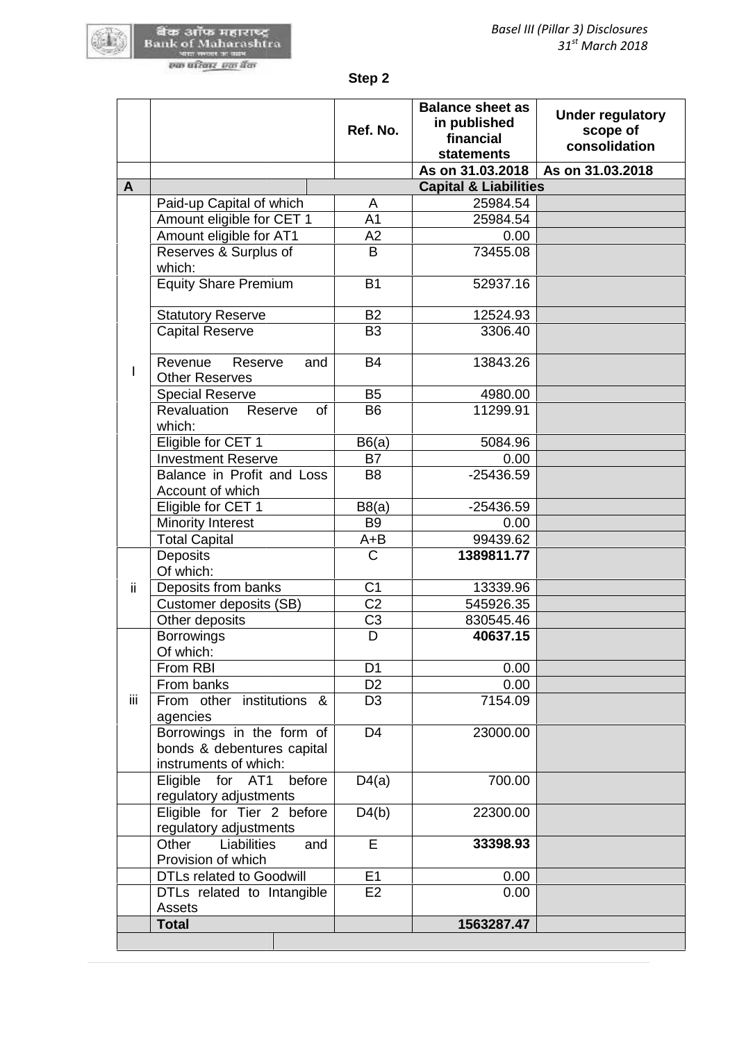**Step 2**

| | | Ref. No. | Balance sheet as in published financial statements | Under regulatory scope of consolidation |
|---|---|---|---|---|
| | | | As on 31.03.2018 | As on 31.03.2018 |
| **A** | | | **Capital & Liabilities** | |
| I | Paid-up Capital of which | A | 25984.54 | |
| | Amount eligible for CET 1 | A1 | 25984.54 | |
| | Amount eligible for AT1 | A2 | 0.00 | |
| | Reserves & Surplus of which: | B | 73455.08 | |
| | Equity Share Premium | B1 | 52937.16 | |
| | Statutory Reserve | B2 | 12524.93 | |
| | Capital Reserve | B3 | 3306.40 | |
| | Revenue Reserve and Other Reserves | B4 | 13843.26 | |
| | Special Reserve | B5 | 4980.00 | |
| | Revaluation Reserve of which: | B6 | 11299.91 | |
| | Eligible for CET 1 | B6(a) | 5084.96 | |
| | Investment Reserve | B7 | 0.00 | |
| | Balance in Profit and Loss Account of which | B8 | -25436.59 | |
| | Eligible for CET 1 | B8(a) | -25436.59 | |
| | Minority Interest | B9 | 0.00 | |
| | Total Capital | A+B | 99439.62 | |
| ii | Deposits Of which: | C | **1389811.77** | |
| | Deposits from banks | C1 | 13339.96 | |
| | Customer deposits (SB) | C2 | 545926.35 | |
| | Other deposits | C3 | 830545.46 | |
| iii | Borrowings Of which: | D | **40637.15** | |
| | From RBI | D1 | 0.00 | |
| | From banks | D2 | 0.00 | |
| | From other institutions & agencies | D3 | 7154.09 | |
| | Borrowings in the form of bonds & debentures capital instruments of which: | D4 | 23000.00 | |
| | Eligible for AT1 before regulatory adjustments | D4(a) | 700.00 | |
| | Eligible for Tier 2 before regulatory adjustments | D4(b) | 22300.00 | |
| | Other Liabilities and Provision of which | E | **33398.93** | |
| | DTLs related to Goodwill | E1 | 0.00 | |
| | DTLs related to Intangible Assets | E2 | 0.00 | |
| | **Total** | | **1563287.47** | |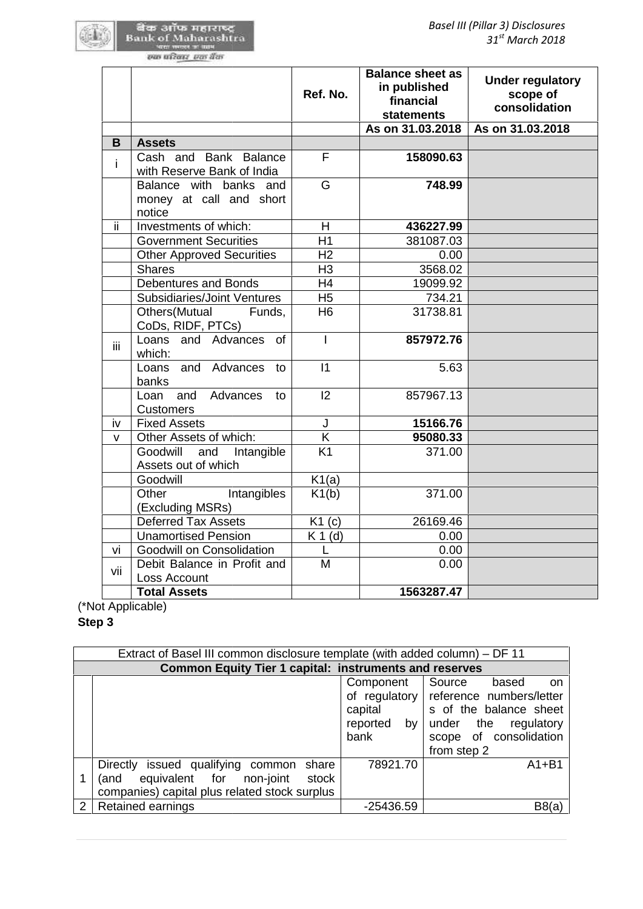|  |  | Ref. No. | Balance sheet as in published financial statements | Under regulatory scope of consolidation |
|---|---|---|---|---|
|  |  |  | As on 31.03.2018 | As on 31.03.2018 |
| **B** | **Assets** |  |  |  |
| i | Cash and Bank Balance with Reserve Bank of India | F | **158090.63** |  |
|  | Balance with banks and money at call and short notice | G | **748.99** |  |
| ii | Investments of which: | H | **436227.99** |  |
|  | Government Securities | H1 | 381087.03 |  |
|  | Other Approved Securities | H2 | 0.00 |  |
|  | Shares | H3 | 3568.02 |  |
|  | Debentures and Bonds | H4 | 19099.92 |  |
|  | Subsidiaries/Joint Ventures | H5 | 734.21 |  |
|  | Others(Mutual Funds, CoDs, RIDF, PTCs) | H6 | 31738.81 |  |
| iii | Loans and Advances of which: | I | **857972.76** |  |
|  | Loans and Advances to banks | I1 | 5.63 |  |
|  | Loan and Advances to Customers | I2 | 857967.13 |  |
| iv | Fixed Assets | J | **15166.76** |  |
| v | Other Assets of which: | K | **95080.33** |  |
|  | Goodwill and Intangible Assets out of which | K1 | 371.00 |  |
|  | Goodwill | K1(a) |  |  |
|  | Other Intangibles (Excluding MSRs) | K1(b) | 371.00 |  |
|  | Deferred Tax Assets | K1 (c) | 26169.46 |  |
|  | Unamortised Pension | K 1 (d) | 0.00 |  |
| vi | Goodwill on Consolidation | L | 0.00 |  |
| vii | Debit Balance in Profit and Loss Account | M | 0.00 |  |
|  | **Total Assets** |  | **1563287.47** |  |

(*Not Applicable)

**Step 3**

| Extract of Basel III common disclosure template (with added column) – DF 11 | | | |
|---|---|---|---|
| **Common Equity Tier 1 capital: instruments and reserves** | | | |
|  |  | Component of regulatory capital reported by bank | Source based on reference numbers/letters of the balance sheet under the regulatory scope of consolidation from step 2 |
| 1 | Directly issued qualifying common share (and equivalent for non-joint stock companies) capital plus related stock surplus | 78921.70 | A1+B1 |
| 2 | Retained earnings | -25436.59 | B8(a) |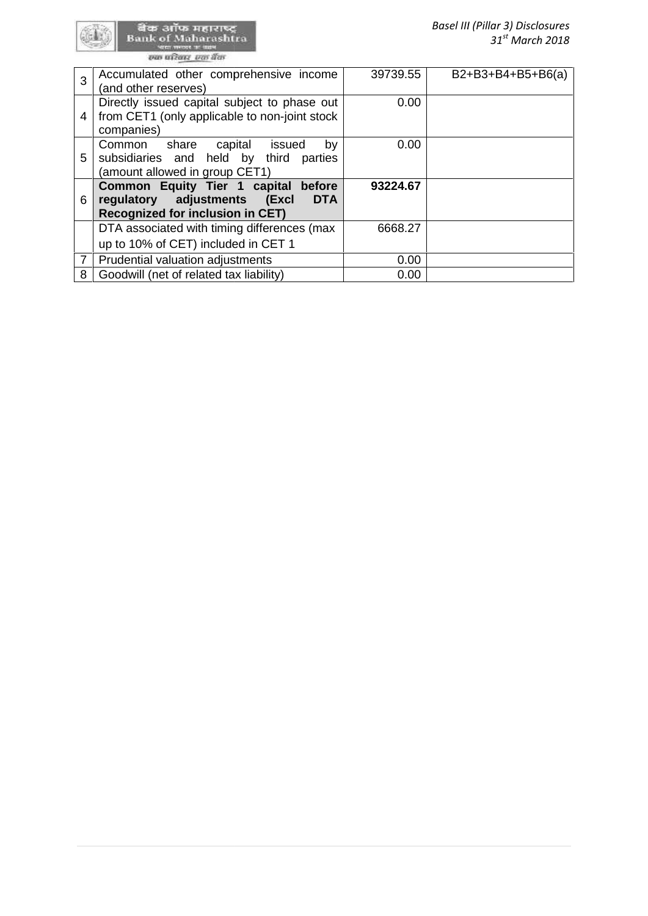| | | | |
|---|---|---|---|
| 3 | Accumulated other comprehensive income (and other reserves) | 39739.55 | B2+B3+B4+B5+B6(a) |
| 4 | Directly issued capital subject to phase out from CET1 (only applicable to non-joint stock companies) | 0.00 | |
| 5 | Common share capital issued by subsidiaries and held by third parties (amount allowed in group CET1) | 0.00 | |
| 6 | **Common Equity Tier 1 capital before regulatory adjustments (Excl DTA Recognized for inclusion in CET)** | **93224.67** | |
| | DTA associated with timing differences (max up to 10% of CET) included in CET 1 | 6668.27 | |
| 7 | Prudential valuation adjustments | 0.00 | |
| 8 | Goodwill (net of related tax liability) | 0.00 | |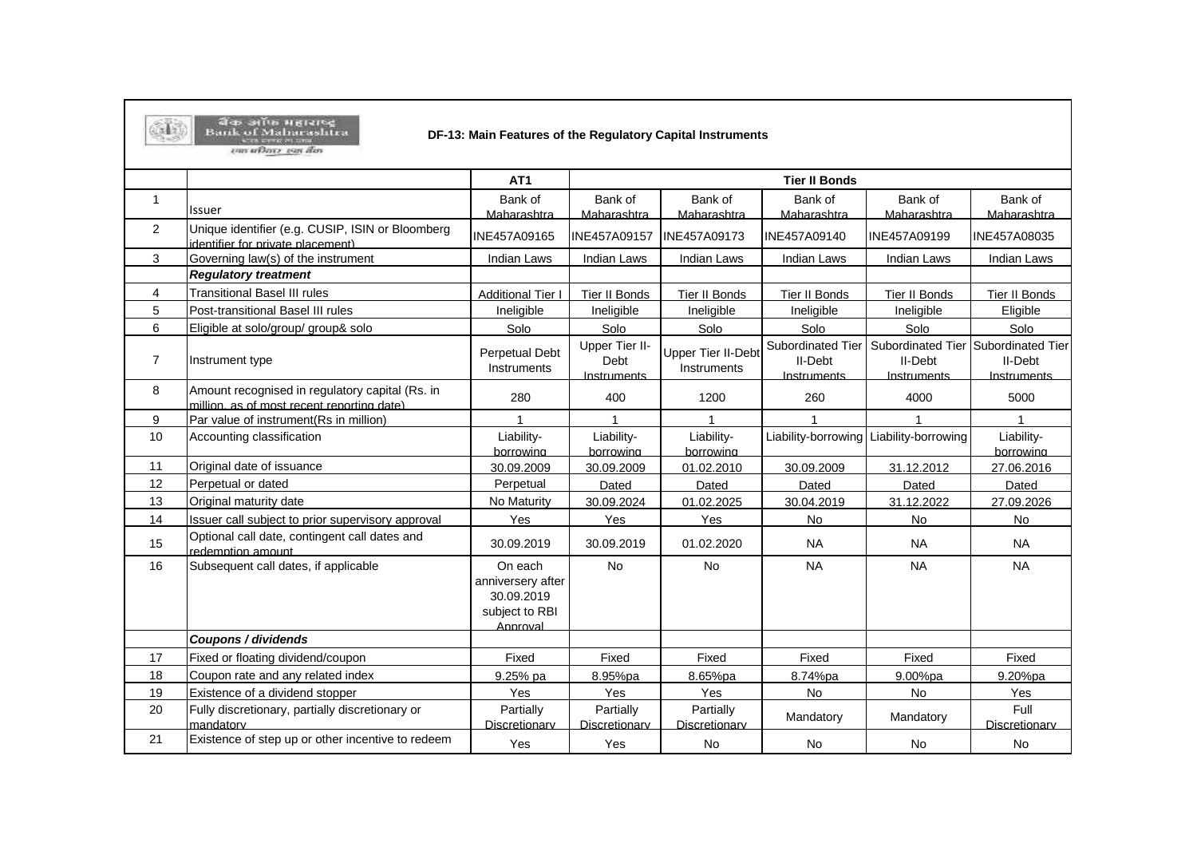बँक ऑफ महाराष्ट्र
Bank of Maharashtra
एक परिवार एक बैंक

## DF-13: Main Features of the Regulatory Capital Instruments

| | | AT1 | Tier II Bonds | | | | |
|---|---|---|---|---|---|---|---|
| 1 | Issuer | Bank of Maharashtra | Bank of Maharashtra | Bank of Maharashtra | Bank of Maharashtra | Bank of Maharashtra | Bank of Maharashtra |
| 2 | Unique identifier (e.g. CUSIP, ISIN or Bloomberg identifier for private placement) | INE457A09165 | INE457A09157 | INE457A09173 | INE457A09140 | INE457A09199 | INE457A08035 |
| 3 | Governing law(s) of the instrument | Indian Laws | Indian Laws | Indian Laws | Indian Laws | Indian Laws | Indian Laws |
| | ***Regulatory treatment*** | | | | | | |
| 4 | Transitional Basel III rules | Additional Tier I | Tier II Bonds | Tier II Bonds | Tier II Bonds | Tier II Bonds | Tier II Bonds |
| 5 | Post-transitional Basel III rules | Ineligible | Ineligible | Ineligible | Ineligible | Ineligible | Eligible |
| 6 | Eligible at solo/group/ group& solo | Solo | Solo | Solo | Solo | Solo | Solo |
| 7 | Instrument type | Perpetual Debt Instruments | Upper Tier II-Debt Instruments | Upper Tier II-Debt Instruments | Subordinated Tier II-Debt Instruments | Subordinated Tier II-Debt Instruments | Subordinated Tier II-Debt Instruments |
| 8 | Amount recognised in regulatory capital (Rs. in million, as of most recent reporting date) | 280 | 400 | 1200 | 260 | 4000 | 5000 |
| 9 | Par value of instrument(Rs in million) | 1 | 1 | 1 | 1 | 1 | 1 |
| 10 | Accounting classification | Liability-borrowing | Liability-borrowing | Liability-borrowing | Liability-borrowing | Liability-borrowing | Liability-borrowing |
| 11 | Original date of issuance | 30.09.2009 | 30.09.2009 | 01.02.2010 | 30.09.2009 | 31.12.2012 | 27.06.2016 |
| 12 | Perpetual or dated | Perpetual | Dated | Dated | Dated | Dated | Dated |
| 13 | Original maturity date | No Maturity | 30.09.2024 | 01.02.2025 | 30.04.2019 | 31.12.2022 | 27.09.2026 |
| 14 | Issuer call subject to prior supervisory approval | Yes | Yes | Yes | No | No | No |
| 15 | Optional call date, contingent call dates and redemption amount | 30.09.2019 | 30.09.2019 | 01.02.2020 | NA | NA | NA |
| 16 | Subsequent call dates, if applicable | On each anniversery after 30.09.2019 subject to RBI Approval | No | No | NA | NA | NA |
| | ***Coupons / dividends*** | | | | | | |
| 17 | Fixed or floating dividend/coupon | Fixed | Fixed | Fixed | Fixed | Fixed | Fixed |
| 18 | Coupon rate and any related index | 9.25% pa | 8.95%pa | 8.65%pa | 8.74%pa | 9.00%pa | 9.20%pa |
| 19 | Existence of a dividend stopper | Yes | Yes | Yes | No | No | Yes |
| 20 | Fully discretionary, partially discretionary or mandatory | Partially Discretionary | Partially Discretionary | Partially Discretionary | Mandatory | Mandatory | Full Discretionary |
| 21 | Existence of step up or other incentive to redeem | Yes | Yes | No | No | No | No |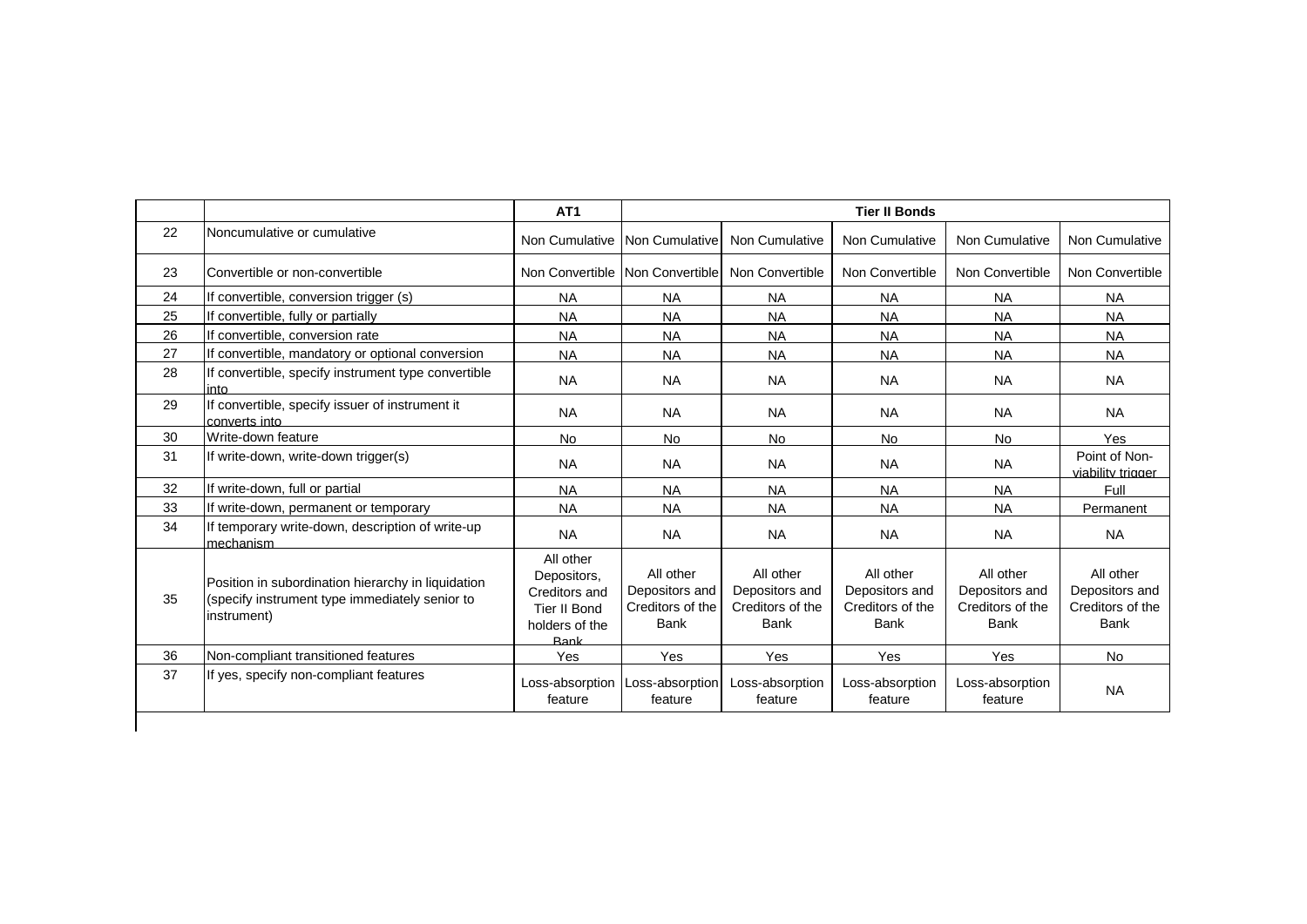| | | AT1 | Tier II Bonds | | | | |
|---|---|---|---|---|---|---|---|
| 22 | Noncumulative or cumulative | Non Cumulative | Non Cumulative | Non Cumulative | Non Cumulative | Non Cumulative | Non Cumulative |
| 23 | Convertible or non-convertible | Non Convertible | Non Convertible | Non Convertible | Non Convertible | Non Convertible | Non Convertible |
| 24 | If convertible, conversion trigger (s) | NA | NA | NA | NA | NA | NA |
| 25 | If convertible, fully or partially | NA | NA | NA | NA | NA | NA |
| 26 | If convertible, conversion rate | NA | NA | NA | NA | NA | NA |
| 27 | If convertible, mandatory or optional conversion | NA | NA | NA | NA | NA | NA |
| 28 | If convertible, specify instrument type convertible into | NA | NA | NA | NA | NA | NA |
| 29 | If convertible, specify issuer of instrument it converts into | NA | NA | NA | NA | NA | NA |
| 30 | Write-down feature | No | No | No | No | No | Yes |
| 31 | If write-down, write-down trigger(s) | NA | NA | NA | NA | NA | Point of Non-viability trigger |
| 32 | If write-down, full or partial | NA | NA | NA | NA | NA | Full |
| 33 | If write-down, permanent or temporary | NA | NA | NA | NA | NA | Permanent |
| 34 | If temporary write-down, description of write-up mechanism | NA | NA | NA | NA | NA | NA |
| 35 | Position in subordination hierarchy in liquidation (specify instrument type immediately senior to instrument) | All other Depositors, Creditors and Tier II Bond holders of the Bank | All other Depositors and Creditors of the Bank | All other Depositors and Creditors of the Bank | All other Depositors and Creditors of the Bank | All other Depositors and Creditors of the Bank | All other Depositors and Creditors of the Bank |
| 36 | Non-compliant transitioned features | Yes | Yes | Yes | Yes | Yes | No |
| 37 | If yes, specify non-compliant features | Loss-absorption feature | Loss-absorption feature | Loss-absorption feature | Loss-absorption feature | Loss-absorption feature | NA |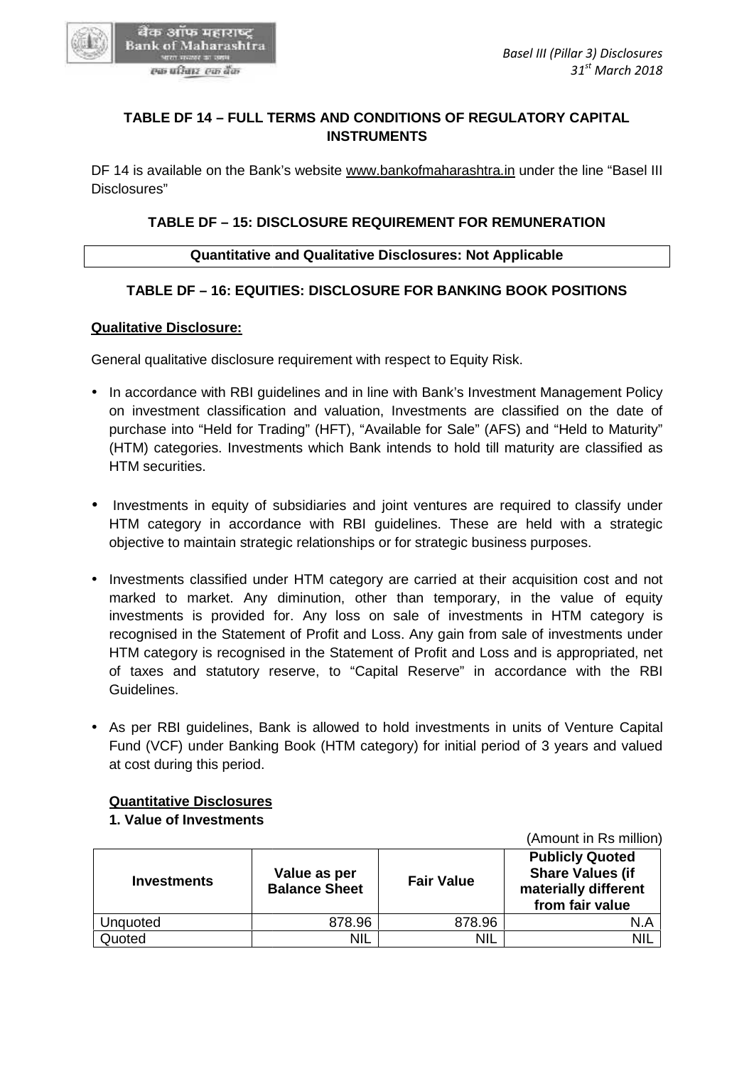## TABLE DF 14 – FULL TERMS AND CONDITIONS OF REGULATORY CAPITAL INSTRUMENTS

DF 14 is available on the Bank's website www.bankofmaharashtra.in under the line "Basel III Disclosures"

## TABLE DF – 15: DISCLOSURE REQUIREMENT FOR REMUNERATION

| Quantitative and Qualitative Disclosures: Not Applicable |
|---|

## TABLE DF – 16: EQUITIES: DISCLOSURE FOR BANKING BOOK POSITIONS

**Qualitative Disclosure:**

General qualitative disclosure requirement with respect to Equity Risk.

- In accordance with RBI guidelines and in line with Bank's Investment Management Policy on investment classification and valuation, Investments are classified on the date of purchase into "Held for Trading" (HFT), "Available for Sale" (AFS) and "Held to Maturity" (HTM) categories. Investments which Bank intends to hold till maturity are classified as HTM securities.
- Investments in equity of subsidiaries and joint ventures are required to classify under HTM category in accordance with RBI guidelines. These are held with a strategic objective to maintain strategic relationships or for strategic business purposes.
- Investments classified under HTM category are carried at their acquisition cost and not marked to market. Any diminution, other than temporary, in the value of equity investments is provided for. Any loss on sale of investments in HTM category is recognised in the Statement of Profit and Loss. Any gain from sale of investments under HTM category is recognised in the Statement of Profit and Loss and is appropriated, net of taxes and statutory reserve, to "Capital Reserve" in accordance with the RBI Guidelines.
- As per RBI guidelines, Bank is allowed to hold investments in units of Venture Capital Fund (VCF) under Banking Book (HTM category) for initial period of 3 years and valued at cost during this period.

**Quantitative Disclosures**

**1. Value of Investments**

(Amount in Rs million)

| Investments | Value as per Balance Sheet | Fair Value | Publicly Quoted Share Values (if materially different from fair value |
|---|---|---|---|
| Unquoted | 878.96 | 878.96 | N.A |
| Quoted | NIL | NIL | NIL |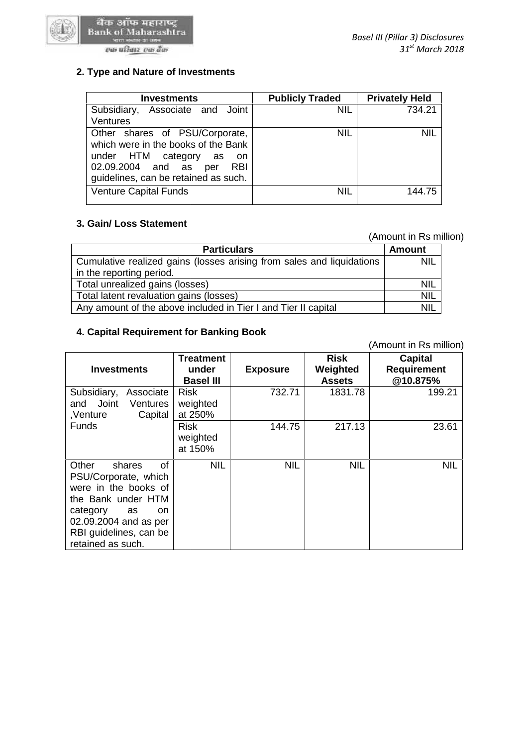## 2. Type and Nature of Investments

| Investments | Publicly Traded | Privately Held |
|---|---|---|
| Subsidiary, Associate and Joint Ventures | NIL | 734.21 |
| Other shares of PSU/Corporate, which were in the books of the Bank under HTM category as on 02.09.2004 and as per RBI guidelines, can be retained as such. | NIL | NIL |
| Venture Capital Funds | NIL | 144.75 |

## 3. Gain/ Loss Statement

(Amount in Rs million)

| Particulars | Amount |
|---|---|
| Cumulative realized gains (losses arising from sales and liquidations in the reporting period. | NIL |
| Total unrealized gains (losses) | NIL |
| Total latent revaluation gains (losses) | NIL |
| Any amount of the above included in Tier I and Tier II capital | NIL |

## 4. Capital Requirement for Banking Book

(Amount in Rs million)

| Investments | Treatment under Basel III | Exposure | Risk Weighted Assets | Capital Requirement @10.875% |
|---|---|---|---|---|
| Subsidiary, Associate and Joint Ventures ,Venture Capital Funds | Risk weighted at 250% | 732.71 | 1831.78 | 199.21 |
| | Risk weighted at 150% | 144.75 | 217.13 | 23.61 |
| Other shares of PSU/Corporate, which were in the books of the Bank under HTM category as on 02.09.2004 and as per RBI guidelines, can be retained as such. | NIL | NIL | NIL | NIL |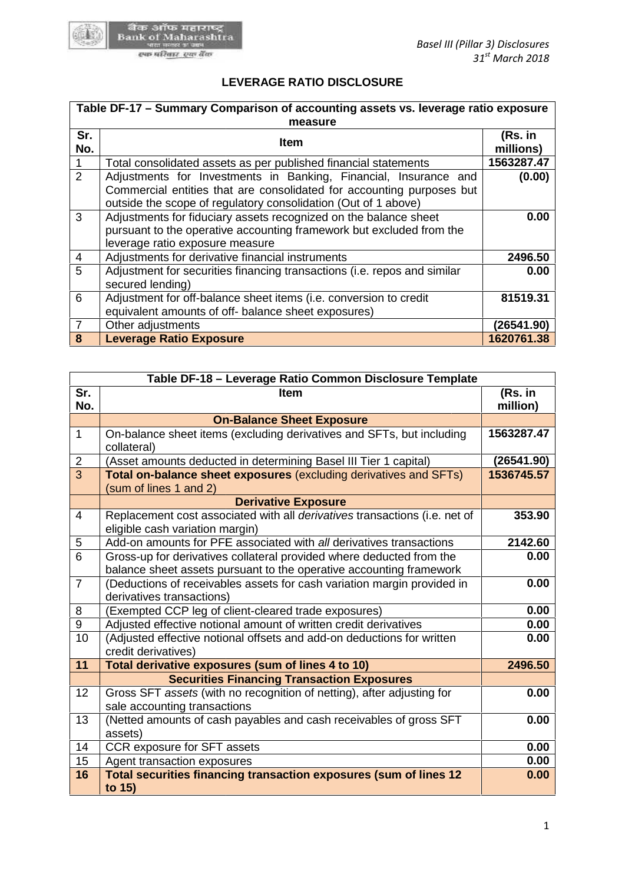## LEVERAGE RATIO DISCLOSURE

| Table DF-17 – Summary Comparison of accounting assets vs. leverage ratio exposure measure | | |
|---|---|---|
| **Sr. No.** | **Item** | **(Rs. in millions)** |
| 1 | Total consolidated assets as per published financial statements | **1563287.47** |
| 2 | Adjustments for Investments in Banking, Financial, Insurance and Commercial entities that are consolidated for accounting purposes but outside the scope of regulatory consolidation (Out of 1 above) | **(0.00)** |
| 3 | Adjustments for fiduciary assets recognized on the balance sheet pursuant to the operative accounting framework but excluded from the leverage ratio exposure measure | **0.00** |
| 4 | Adjustments for derivative financial instruments | **2496.50** |
| 5 | Adjustment for securities financing transactions (i.e. repos and similar secured lending) | **0.00** |
| 6 | Adjustment for off-balance sheet items (i.e. conversion to credit equivalent amounts of off- balance sheet exposures) | **81519.31** |
| 7 | Other adjustments | **(26541.90)** |
| **8** | **Leverage Ratio Exposure** | **1620761.38** |

| Table DF-18 – Leverage Ratio Common Disclosure Template | | |
|---|---|---|
| **Sr. No.** | **Item** | **(Rs. in million)** |
| | **On-Balance Sheet Exposure** | |
| 1 | On-balance sheet items (excluding derivatives and SFTs, but including collateral) | **1563287.47** |
| 2 | (Asset amounts deducted in determining Basel III Tier 1 capital) | **(26541.90)** |
| 3 | **Total on-balance sheet exposures** (excluding derivatives and SFTs) (sum of lines 1 and 2) | **1536745.57** |
| | **Derivative Exposure** | |
| 4 | Replacement cost associated with all *derivatives* transactions (i.e. net of eligible cash variation margin) | **353.90** |
| 5 | Add-on amounts for PFE associated with *all* derivatives transactions | **2142.60** |
| 6 | Gross-up for derivatives collateral provided where deducted from the balance sheet assets pursuant to the operative accounting framework | **0.00** |
| 7 | (Deductions of receivables assets for cash variation margin provided in derivatives transactions) | **0.00** |
| 8 | (Exempted CCP leg of client-cleared trade exposures) | **0.00** |
| 9 | Adjusted effective notional amount of written credit derivatives | **0.00** |
| 10 | (Adjusted effective notional offsets and add-on deductions for written credit derivatives) | **0.00** |
| **11** | **Total derivative exposures (sum of lines 4 to 10)** | **2496.50** |
| | **Securities Financing Transaction Exposures** | |
| 12 | Gross SFT *assets* (with no recognition of netting), after adjusting for sale accounting transactions | **0.00** |
| 13 | (Netted amounts of cash payables and cash receivables of gross SFT assets) | **0.00** |
| 14 | CCR exposure for SFT assets | **0.00** |
| 15 | Agent transaction exposures | **0.00** |
| **16** | **Total securities financing transaction exposures (sum of lines 12 to 15)** | **0.00** |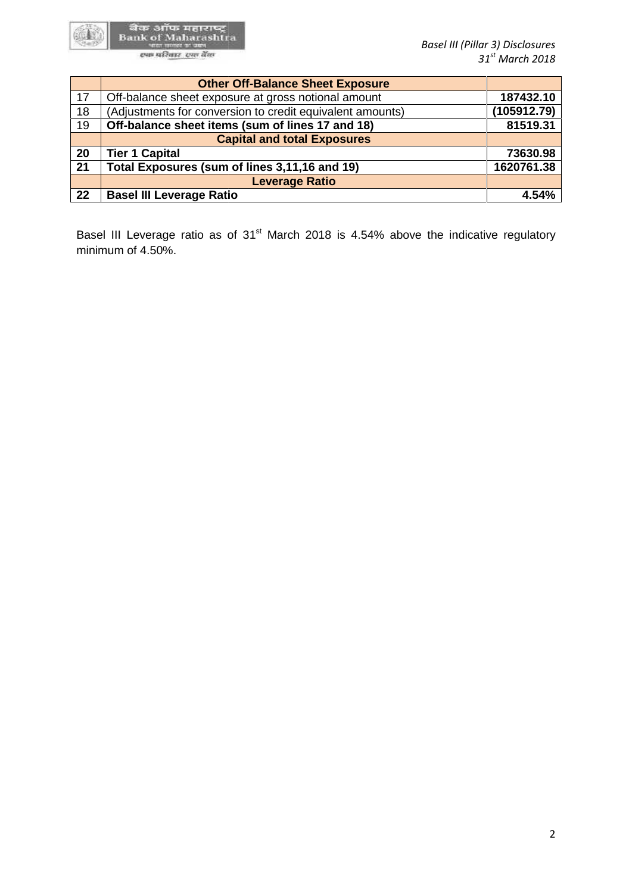| | | |
|---|---|---|
| | **Other Off-Balance Sheet Exposure** | |
| 17 | Off-balance sheet exposure at gross notional amount | **187432.10** |
| 18 | (Adjustments for conversion to credit equivalent amounts) | **(105912.79)** |
| 19 | **Off-balance sheet items (sum of lines 17 and 18)** | **81519.31** |
| | **Capital and total Exposures** | |
| **20** | **Tier 1 Capital** | **73630.98** |
| **21** | **Total Exposures (sum of lines 3,11,16 and 19)** | **1620761.38** |
| | **Leverage Ratio** | |
| **22** | **Basel III Leverage Ratio** | **4.54%** |

Basel III Leverage ratio as of 31st March 2018 is 4.54% above the indicative regulatory minimum of 4.50%.